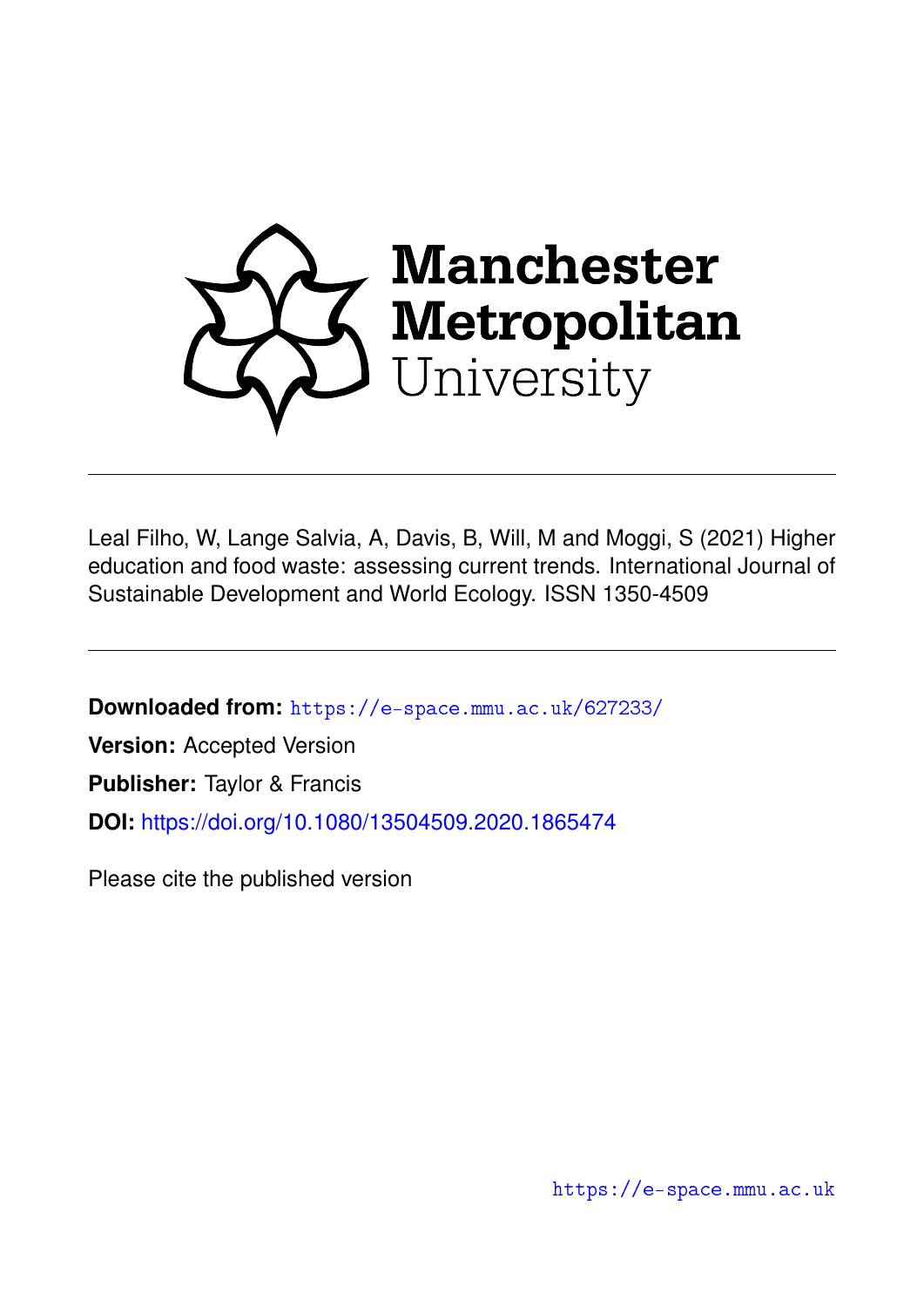Manchester Metropolitan University

Leal Filho, W, Lange Salvia, A, Davis, B, Will, M and Moggi, S (2021) Higher education and food waste: assessing current trends. International Journal of Sustainable Development and World Ecology. ISSN 1350-4509

**Downloaded from:** https://e-space.mmu.ac.uk/627233/

**Version:** Accepted Version

**Publisher:** Taylor & Francis

**DOI:** https://doi.org/10.1080/13504509.2020.1865474

Please cite the published version

https://e-space.mmu.ac.uk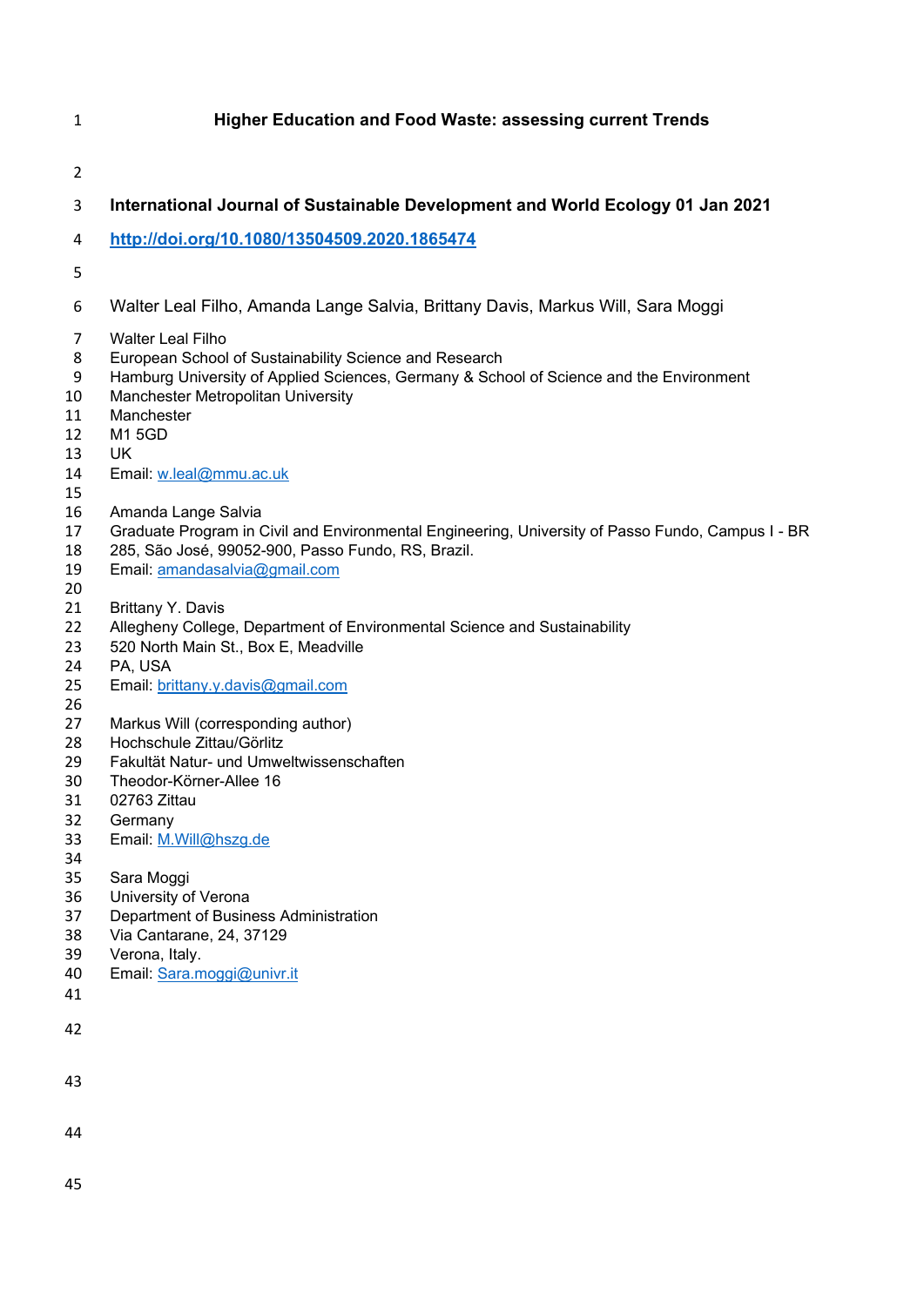# Higher Education and Food Waste: assessing current Trends

**International Journal of Sustainable Development and World Ecology 01 Jan 2021**

**http://doi.org/10.1080/13504509.2020.1865474**

Walter Leal Filho, Amanda Lange Salvia, Brittany Davis, Markus Will, Sara Moggi

Walter Leal Filho
European School of Sustainability Science and Research
Hamburg University of Applied Sciences, Germany & School of Science and the Environment
Manchester Metropolitan University
Manchester
M1 5GD
UK
Email: w.leal@mmu.ac.uk

Amanda Lange Salvia
Graduate Program in Civil and Environmental Engineering, University of Passo Fundo, Campus I - BR
285, São José, 99052-900, Passo Fundo, RS, Brazil.
Email: amandasalvia@gmail.com

Brittany Y. Davis
Allegheny College, Department of Environmental Science and Sustainability
520 North Main St., Box E, Meadville
PA, USA
Email: brittany.y.davis@gmail.com

Markus Will (corresponding author)
Hochschule Zittau/Görlitz
Fakultät Natur- und Umweltwissenschaften
Theodor-Körner-Allee 16
02763 Zittau
Germany
Email: M.Will@hszg.de

Sara Moggi
University of Verona
Department of Business Administration
Via Cantarane, 24, 37129
Verona, Italy.
Email: Sara.moggi@univr.it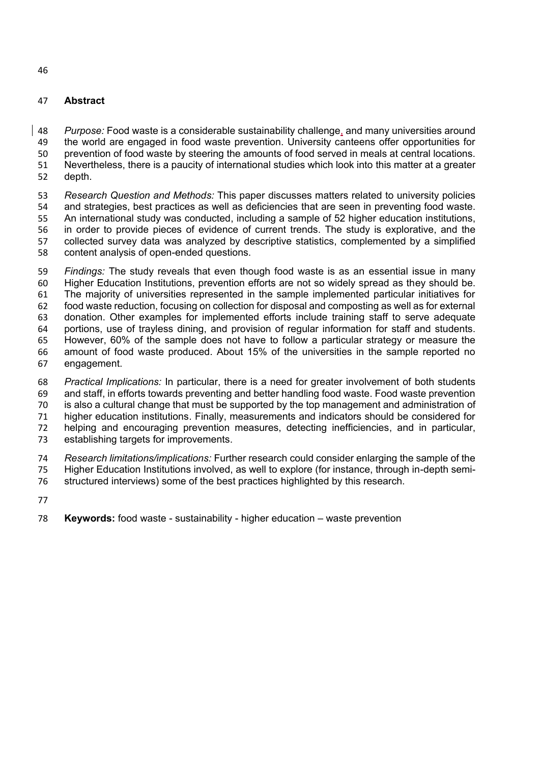## Abstract

*Purpose:* Food waste is a considerable sustainability challenge, and many universities around the world are engaged in food waste prevention. University canteens offer opportunities for prevention of food waste by steering the amounts of food served in meals at central locations. Nevertheless, there is a paucity of international studies which look into this matter at a greater depth.

*Research Question and Methods:* This paper discusses matters related to university policies and strategies, best practices as well as deficiencies that are seen in preventing food waste. An international study was conducted, including a sample of 52 higher education institutions, in order to provide pieces of evidence of current trends. The study is explorative, and the collected survey data was analyzed by descriptive statistics, complemented by a simplified content analysis of open-ended questions.

*Findings:* The study reveals that even though food waste is as an essential issue in many Higher Education Institutions, prevention efforts are not so widely spread as they should be. The majority of universities represented in the sample implemented particular initiatives for food waste reduction, focusing on collection for disposal and composting as well as for external donation. Other examples for implemented efforts include training staff to serve adequate portions, use of trayless dining, and provision of regular information for staff and students. However, 60% of the sample does not have to follow a particular strategy or measure the amount of food waste produced. About 15% of the universities in the sample reported no engagement.

*Practical Implications:* In particular, there is a need for greater involvement of both students and staff, in efforts towards preventing and better handling food waste. Food waste prevention is also a cultural change that must be supported by the top management and administration of higher education institutions. Finally, measurements and indicators should be considered for helping and encouraging prevention measures, detecting inefficiencies, and in particular, establishing targets for improvements.

*Research limitations/implications:* Further research could consider enlarging the sample of the Higher Education Institutions involved, as well to explore (for instance, through in-depth semi-structured interviews) some of the best practices highlighted by this research.

**Keywords:** food waste - sustainability - higher education – waste prevention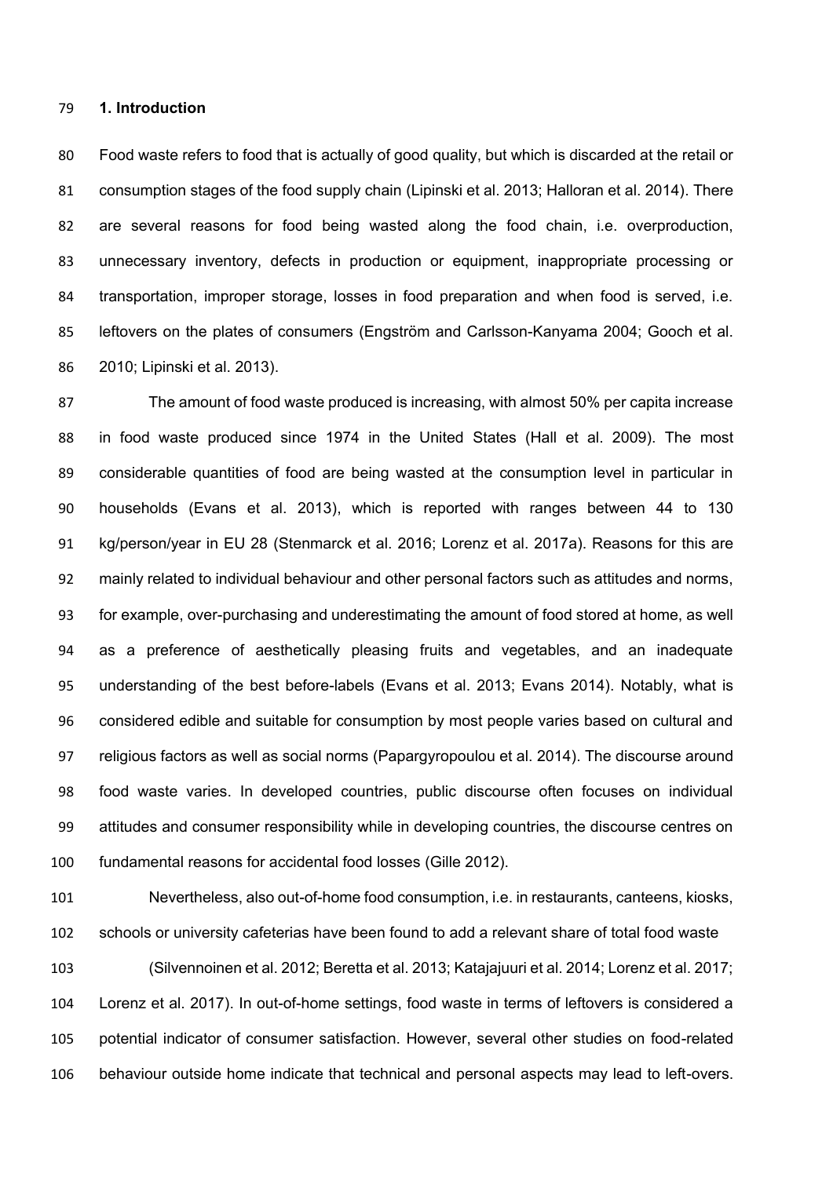## 1. Introduction

Food waste refers to food that is actually of good quality, but which is discarded at the retail or consumption stages of the food supply chain (Lipinski et al. 2013; Halloran et al. 2014). There are several reasons for food being wasted along the food chain, i.e. overproduction, unnecessary inventory, defects in production or equipment, inappropriate processing or transportation, improper storage, losses in food preparation and when food is served, i.e. leftovers on the plates of consumers (Engström and Carlsson-Kanyama 2004; Gooch et al. 2010; Lipinski et al. 2013).

The amount of food waste produced is increasing, with almost 50% per capita increase in food waste produced since 1974 in the United States (Hall et al. 2009). The most considerable quantities of food are being wasted at the consumption level in particular in households (Evans et al. 2013), which is reported with ranges between 44 to 130 kg/person/year in EU 28 (Stenmarck et al. 2016; Lorenz et al. 2017a). Reasons for this are mainly related to individual behaviour and other personal factors such as attitudes and norms, for example, over-purchasing and underestimating the amount of food stored at home, as well as a preference of aesthetically pleasing fruits and vegetables, and an inadequate understanding of the best before-labels (Evans et al. 2013; Evans 2014). Notably, what is considered edible and suitable for consumption by most people varies based on cultural and religious factors as well as social norms (Papargyropoulou et al. 2014). The discourse around food waste varies. In developed countries, public discourse often focuses on individual attitudes and consumer responsibility while in developing countries, the discourse centres on fundamental reasons for accidental food losses (Gille 2012).

Nevertheless, also out-of-home food consumption, i.e. in restaurants, canteens, kiosks, schools or university cafeterias have been found to add a relevant share of total food waste

(Silvennoinen et al. 2012; Beretta et al. 2013; Katajajuuri et al. 2014; Lorenz et al. 2017; Lorenz et al. 2017). In out-of-home settings, food waste in terms of leftovers is considered a potential indicator of consumer satisfaction. However, several other studies on food-related behaviour outside home indicate that technical and personal aspects may lead to left-overs.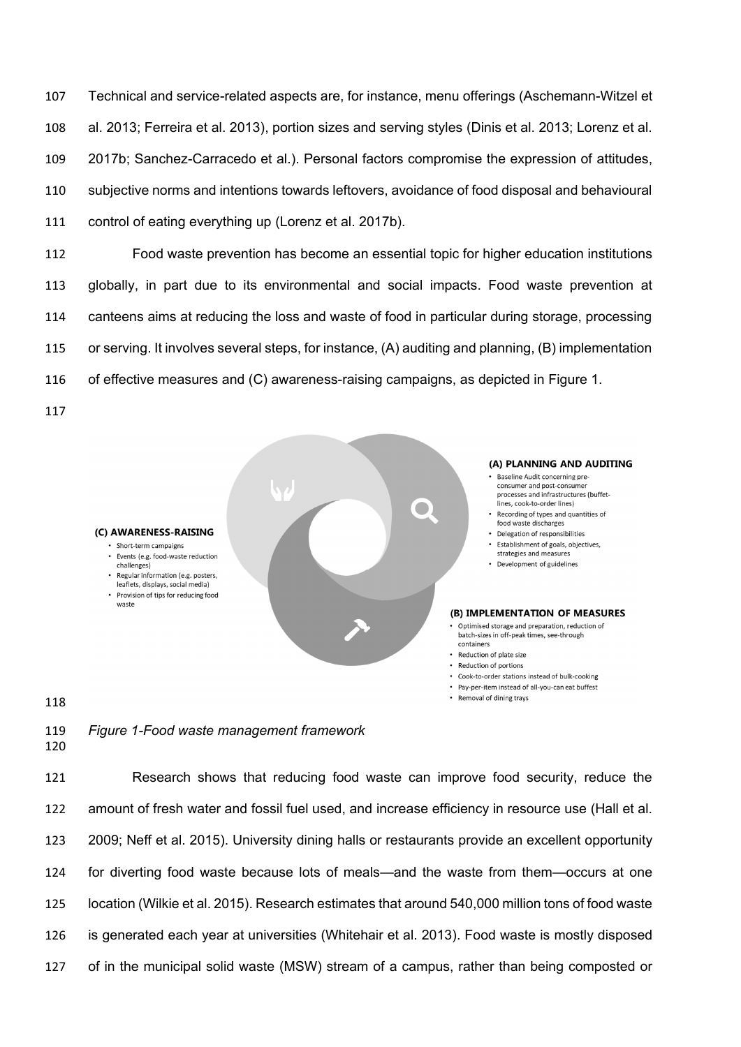Technical and service-related aspects are, for instance, menu offerings (Aschemann-Witzel et al. 2013; Ferreira et al. 2013), portion sizes and serving styles (Dinis et al. 2013; Lorenz et al. 2017b; Sanchez-Carracedo et al.). Personal factors compromise the expression of attitudes, subjective norms and intentions towards leftovers, avoidance of food disposal and behavioural control of eating everything up (Lorenz et al. 2017b).

Food waste prevention has become an essential topic for higher education institutions globally, in part due to its environmental and social impacts. Food waste prevention at canteens aims at reducing the loss and waste of food in particular during storage, processing or serving. It involves several steps, for instance, (A) auditing and planning, (B) implementation of effective measures and (C) awareness-raising campaigns, as depicted in Figure 1.

**(A) PLANNING AND AUDITING**

- Baseline Audit concerning pre-consumer and post-consumer processes and infrastructures (buffet-lines, cook-to-order lines)
- Recording of types and quantities of food waste discharges
- Delegation of responsibilities
- Establishment of goals, objectives, strategies and measures
- Development of guidelines

**(B) IMPLEMENTATION OF MEASURES**

- Optimised storage and preparation, reduction of batch-sizes in off-peak times, see-through containers
- Reduction of plate size
- Reduction of portions
- Cook-to-order stations instead of bulk-cooking
- Pay-per-item instead of all-you-can eat buffest
- Removal of dining trays

**(C) AWARENESS-RAISING**

- Short-term campaigns
- Events (e.g. food-waste reduction challenges)
- Regular information (e.g. posters, leaflets, displays, social media)
- Provision of tips for reducing food waste

*Figure 1-Food waste management framework*

Research shows that reducing food waste can improve food security, reduce the amount of fresh water and fossil fuel used, and increase efficiency in resource use (Hall et al. 2009; Neff et al. 2015). University dining halls or restaurants provide an excellent opportunity for diverting food waste because lots of meals—and the waste from them—occurs at one location (Wilkie et al. 2015). Research estimates that around 540,000 million tons of food waste is generated each year at universities (Whitehair et al. 2013). Food waste is mostly disposed of in the municipal solid waste (MSW) stream of a campus, rather than being composted or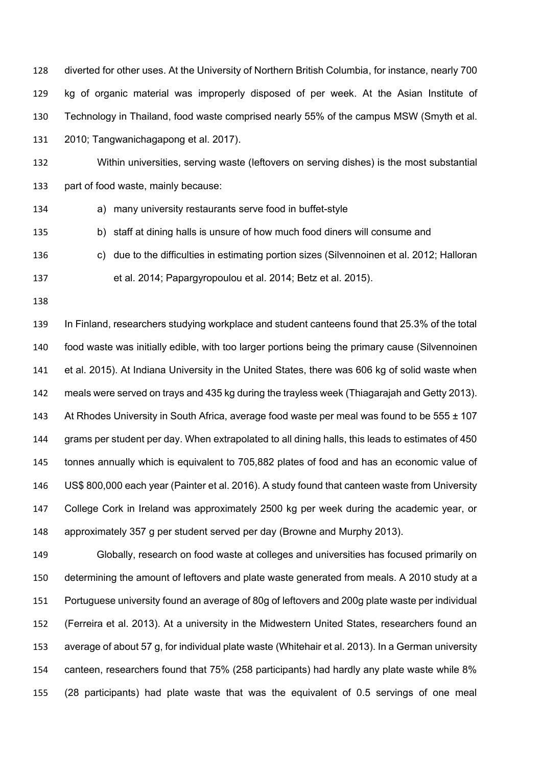diverted for other uses. At the University of Northern British Columbia, for instance, nearly 700 kg of organic material was improperly disposed of per week. At the Asian Institute of Technology in Thailand, food waste comprised nearly 55% of the campus MSW (Smyth et al. 2010; Tangwanichagapong et al. 2017).

Within universities, serving waste (leftovers on serving dishes) is the most substantial part of food waste, mainly because:

a) many university restaurants serve food in buffet-style
b) staff at dining halls is unsure of how much food diners will consume and
c) due to the difficulties in estimating portion sizes (Silvennoinen et al. 2012; Halloran et al. 2014; Papargyropoulou et al. 2014; Betz et al. 2015).

In Finland, researchers studying workplace and student canteens found that 25.3% of the total food waste was initially edible, with too larger portions being the primary cause (Silvennoinen et al. 2015). At Indiana University in the United States, there was 606 kg of solid waste when meals were served on trays and 435 kg during the trayless week (Thiagarajah and Getty 2013). At Rhodes University in South Africa, average food waste per meal was found to be 555 ± 107 grams per student per day. When extrapolated to all dining halls, this leads to estimates of 450 tonnes annually which is equivalent to 705,882 plates of food and has an economic value of US$ 800,000 each year (Painter et al. 2016). A study found that canteen waste from University College Cork in Ireland was approximately 2500 kg per week during the academic year, or approximately 357 g per student served per day (Browne and Murphy 2013).

Globally, research on food waste at colleges and universities has focused primarily on determining the amount of leftovers and plate waste generated from meals. A 2010 study at a Portuguese university found an average of 80g of leftovers and 200g plate waste per individual (Ferreira et al. 2013). At a university in the Midwestern United States, researchers found an average of about 57 g, for individual plate waste (Whitehair et al. 2013). In a German university canteen, researchers found that 75% (258 participants) had hardly any plate waste while 8% (28 participants) had plate waste that was the equivalent of 0.5 servings of one meal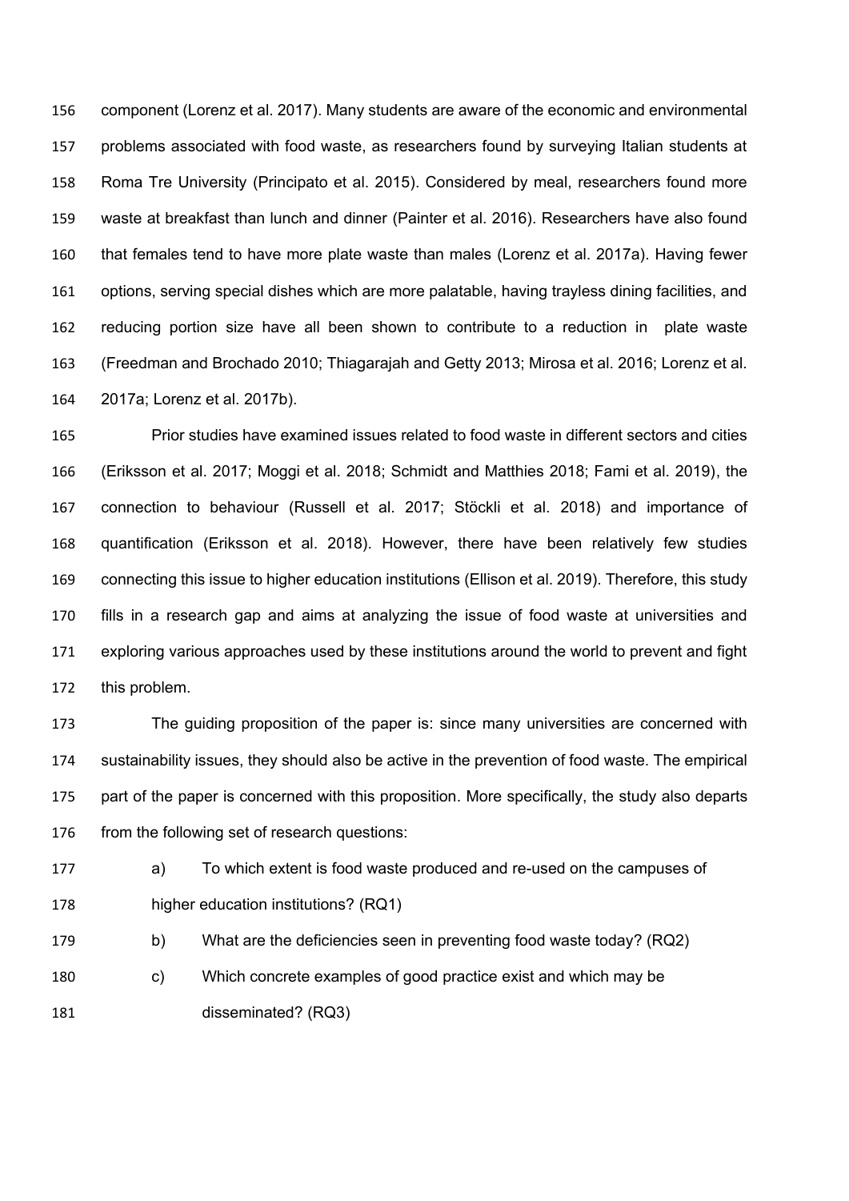component (Lorenz et al. 2017). Many students are aware of the economic and environmental problems associated with food waste, as researchers found by surveying Italian students at Roma Tre University (Principato et al. 2015). Considered by meal, researchers found more waste at breakfast than lunch and dinner (Painter et al. 2016). Researchers have also found that females tend to have more plate waste than males (Lorenz et al. 2017a). Having fewer options, serving special dishes which are more palatable, having trayless dining facilities, and reducing portion size have all been shown to contribute to a reduction in plate waste (Freedman and Brochado 2010; Thiagarajah and Getty 2013; Mirosa et al. 2016; Lorenz et al. 2017a; Lorenz et al. 2017b).

Prior studies have examined issues related to food waste in different sectors and cities (Eriksson et al. 2017; Moggi et al. 2018; Schmidt and Matthies 2018; Fami et al. 2019), the connection to behaviour (Russell et al. 2017; Stöckli et al. 2018) and importance of quantification (Eriksson et al. 2018). However, there have been relatively few studies connecting this issue to higher education institutions (Ellison et al. 2019). Therefore, this study fills in a research gap and aims at analyzing the issue of food waste at universities and exploring various approaches used by these institutions around the world to prevent and fight this problem.

The guiding proposition of the paper is: since many universities are concerned with sustainability issues, they should also be active in the prevention of food waste. The empirical part of the paper is concerned with this proposition. More specifically, the study also departs from the following set of research questions:

a) To which extent is food waste produced and re-used on the campuses of higher education institutions? (RQ1)

b) What are the deficiencies seen in preventing food waste today? (RQ2)

c) Which concrete examples of good practice exist and which may be disseminated? (RQ3)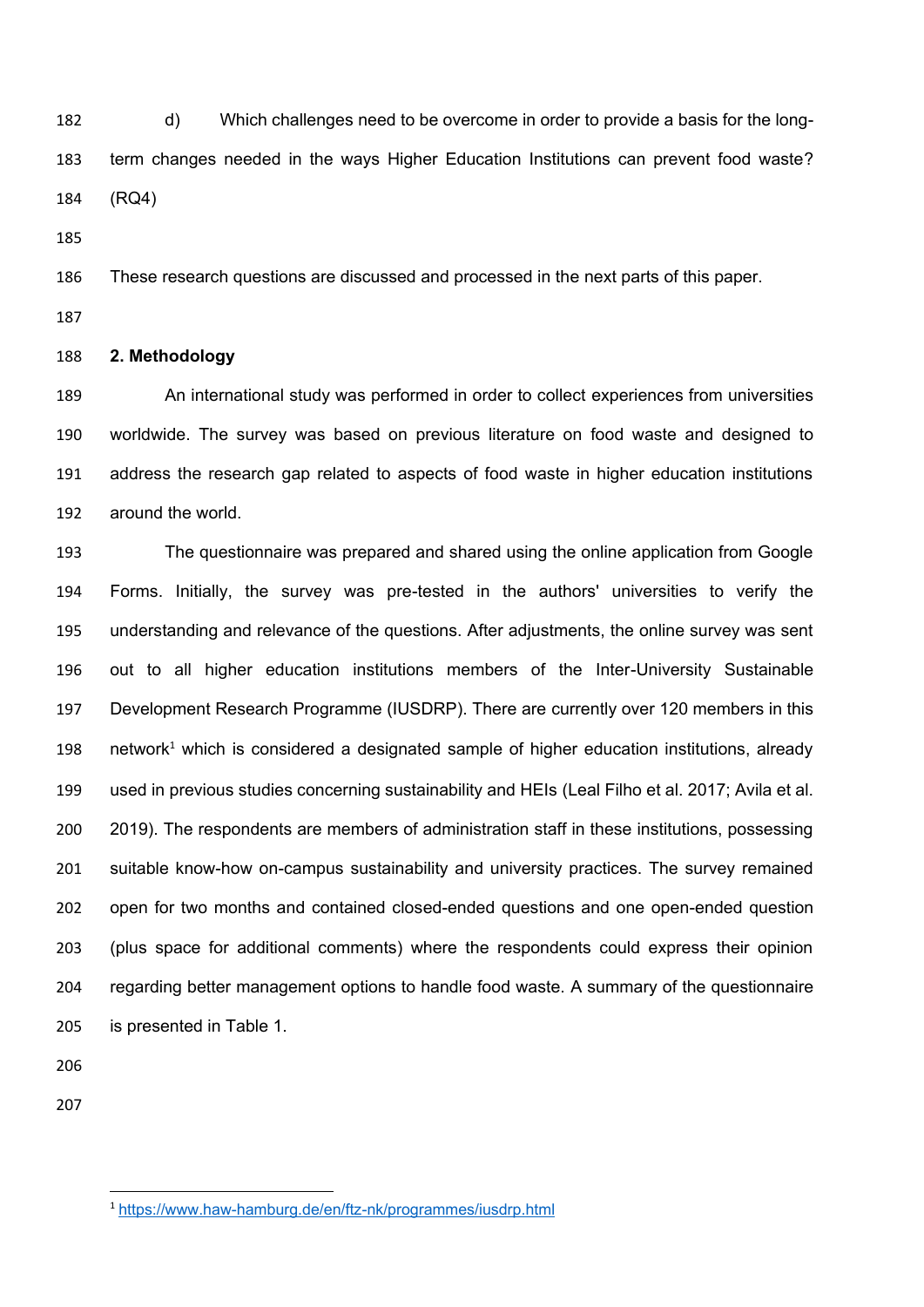d) Which challenges need to be overcome in order to provide a basis for the long-term changes needed in the ways Higher Education Institutions can prevent food waste? (RQ4)

These research questions are discussed and processed in the next parts of this paper.

## 2. Methodology

An international study was performed in order to collect experiences from universities worldwide. The survey was based on previous literature on food waste and designed to address the research gap related to aspects of food waste in higher education institutions around the world.

The questionnaire was prepared and shared using the online application from Google Forms. Initially, the survey was pre-tested in the authors' universities to verify the understanding and relevance of the questions. After adjustments, the online survey was sent out to all higher education institutions members of the Inter-University Sustainable Development Research Programme (IUSDRP). There are currently over 120 members in this network[1] which is considered a designated sample of higher education institutions, already used in previous studies concerning sustainability and HEIs (Leal Filho et al. 2017; Avila et al. 2019). The respondents are members of administration staff in these institutions, possessing suitable know-how on-campus sustainability and university practices. The survey remained open for two months and contained closed-ended questions and one open-ended question (plus space for additional comments) where the respondents could express their opinion regarding better management options to handle food waste. A summary of the questionnaire is presented in Table 1.

[1] https://www.haw-hamburg.de/en/ftz-nk/programmes/iusdrp.html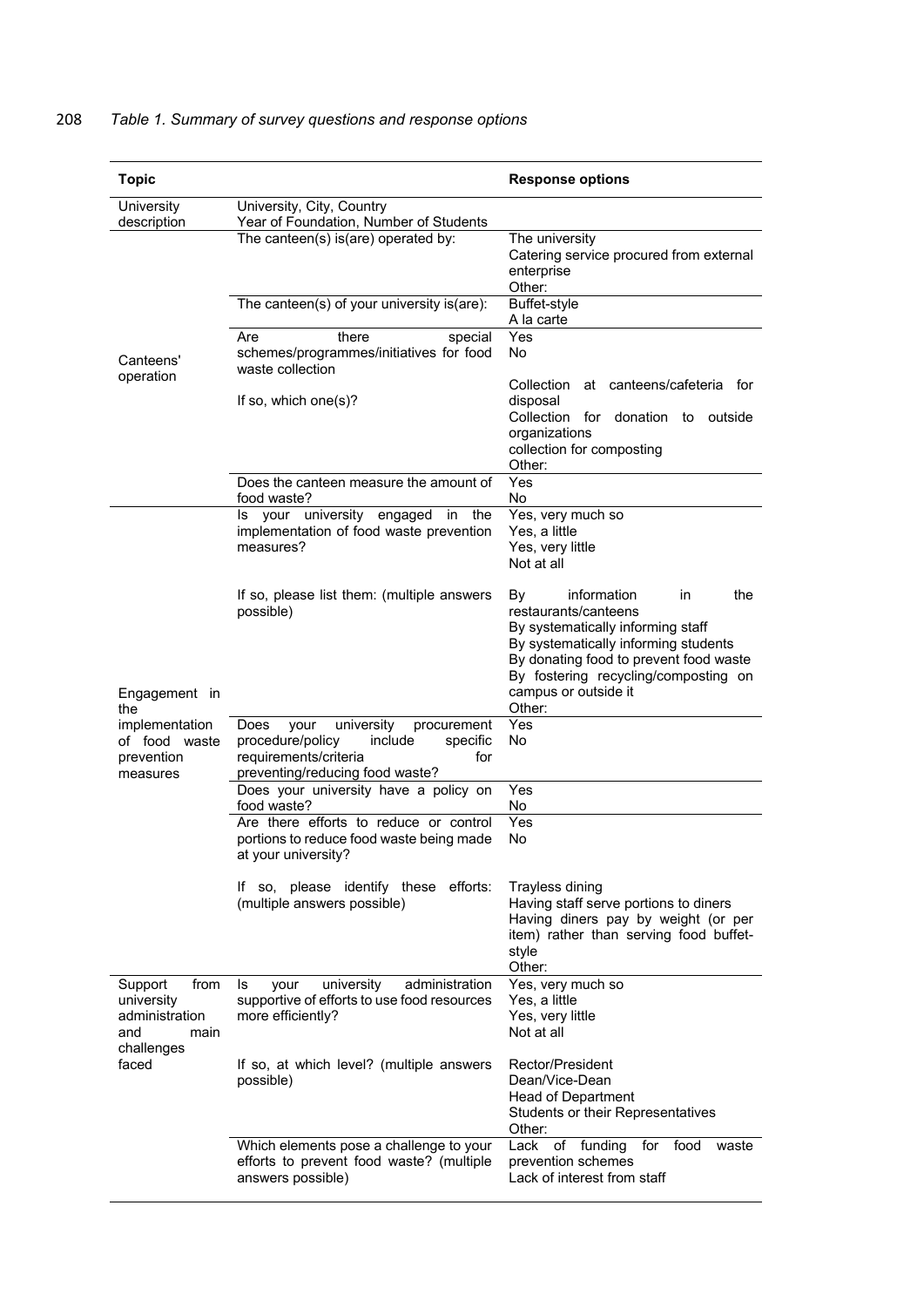*Table 1. Summary of survey questions and response options*

| Topic | | Response options |
|---|---|---|
| University description | University, City, Country<br>Year of Foundation, Number of Students | |
| Canteens' operation | The canteen(s) is(are) operated by: | The university<br>Catering service procured from external enterprise<br>Other: |
| | The canteen(s) of your university is(are): | Buffet-style<br>A la carte |
| | Are there special schemes/programmes/initiatives for food waste collection<br><br>If so, which one(s)? | Yes<br>No<br><br>Collection at canteens/cafeteria for disposal<br>Collection for donation to outside organizations<br>collection for composting<br>Other: |
| | Does the canteen measure the amount of food waste? | Yes<br>No |
| Engagement in the implementation of food waste prevention measures | Is your university engaged in the implementation of food waste prevention measures?<br><br>If so, please list them: (multiple answers possible) | Yes, very much so<br>Yes, a little<br>Yes, very little<br>Not at all<br><br>By information in the restaurants/canteens<br>By systematically informing staff<br>By systematically informing students<br>By donating food to prevent food waste<br>By fostering recycling/composting on campus or outside it<br>Other: |
| | Does your university procurement procedure/policy include specific requirements/criteria for preventing/reducing food waste? | Yes<br>No |
| | Does your university have a policy on food waste? | Yes<br>No |
| | Are there efforts to reduce or control portions to reduce food waste being made at your university?<br><br>If so, please identify these efforts: (multiple answers possible) | Yes<br>No<br><br>Trayless dining<br>Having staff serve portions to diners<br>Having diners pay by weight (or per item) rather than serving food buffet-style<br>Other: |
| Support from university administration and main challenges faced | Is your university administration supportive of efforts to use food resources more efficiently?<br><br>If so, at which level? (multiple answers possible) | Yes, very much so<br>Yes, a little<br>Yes, very little<br>Not at all<br><br>Rector/President<br>Dean/Vice-Dean<br>Head of Department<br>Students or their Representatives<br>Other: |
| | Which elements pose a challenge to your efforts to prevent food waste? (multiple answers possible) | Lack of funding for food waste prevention schemes<br>Lack of interest from staff |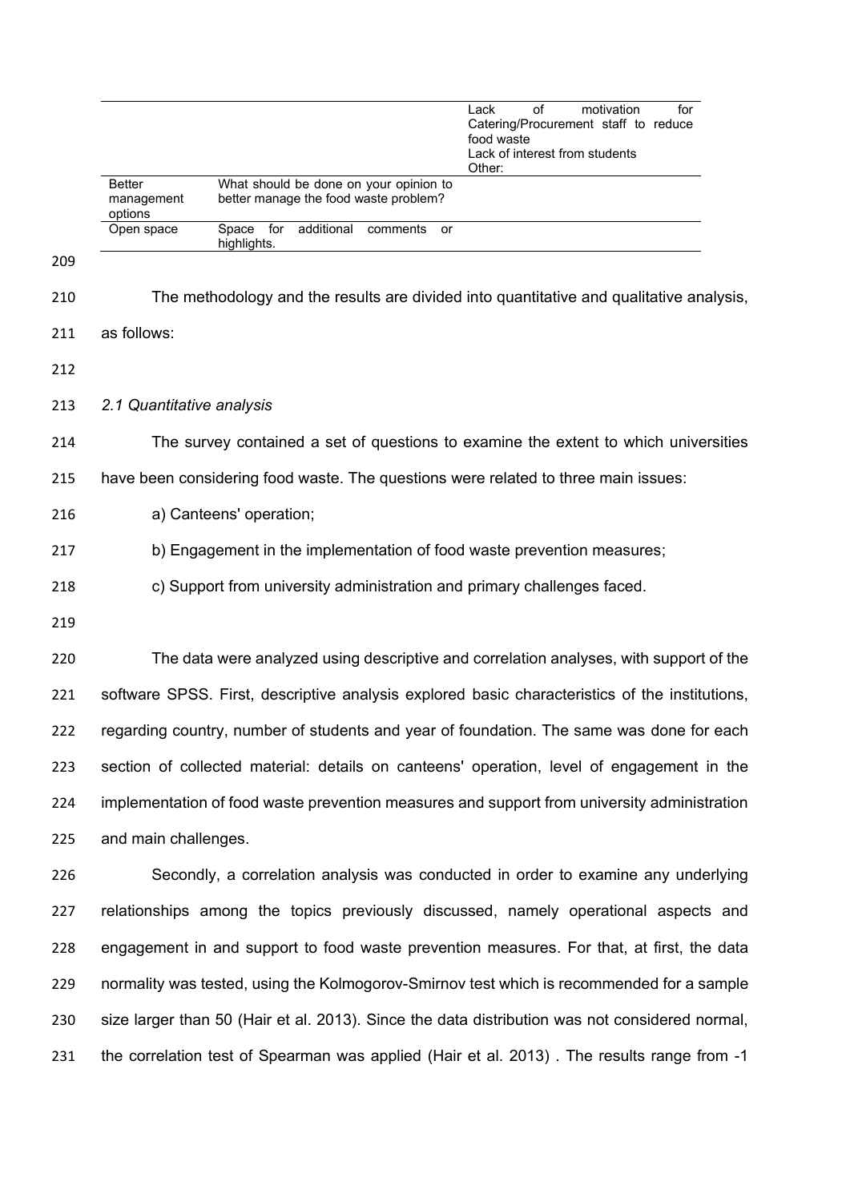| | | |
|---|---|---|
| | | Lack of motivation for Catering/Procurement staff to reduce food waste<br>Lack of interest from students<br>Other: |
| Better management options | What should be done on your opinion to better manage the food waste problem? | |
| Open space | Space for additional comments or highlights. | |

The methodology and the results are divided into quantitative and qualitative analysis, as follows:

*2.1 Quantitative analysis*

The survey contained a set of questions to examine the extent to which universities have been considering food waste. The questions were related to three main issues:

a) Canteens' operation;

b) Engagement in the implementation of food waste prevention measures;

c) Support from university administration and primary challenges faced.

The data were analyzed using descriptive and correlation analyses, with support of the software SPSS. First, descriptive analysis explored basic characteristics of the institutions, regarding country, number of students and year of foundation. The same was done for each section of collected material: details on canteens' operation, level of engagement in the implementation of food waste prevention measures and support from university administration and main challenges.

Secondly, a correlation analysis was conducted in order to examine any underlying relationships among the topics previously discussed, namely operational aspects and engagement in and support to food waste prevention measures. For that, at first, the data normality was tested, using the Kolmogorov-Smirnov test which is recommended for a sample size larger than 50 (Hair et al. 2013). Since the data distribution was not considered normal, the correlation test of Spearman was applied (Hair et al. 2013) . The results range from -1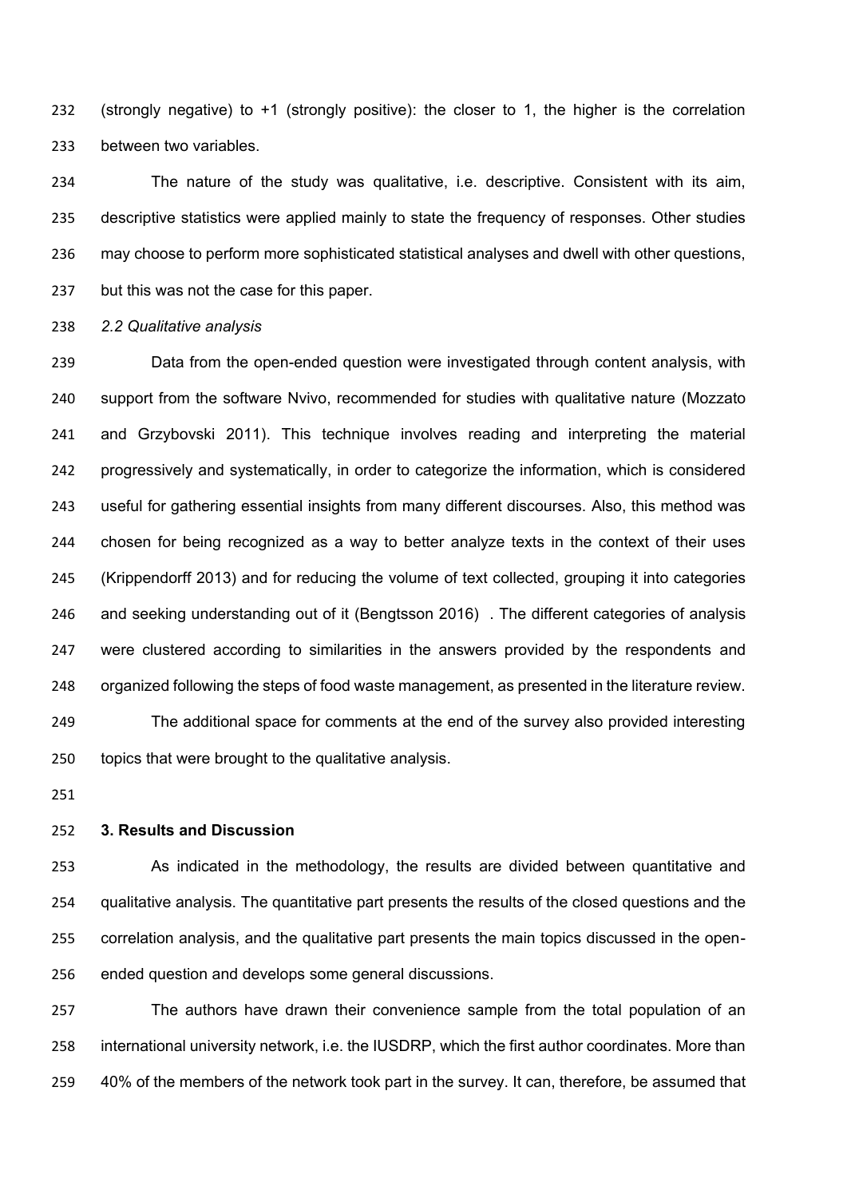(strongly negative) to +1 (strongly positive): the closer to 1, the higher is the correlation between two variables.

The nature of the study was qualitative, i.e. descriptive. Consistent with its aim, descriptive statistics were applied mainly to state the frequency of responses. Other studies may choose to perform more sophisticated statistical analyses and dwell with other questions, but this was not the case for this paper.

*2.2 Qualitative analysis*

Data from the open-ended question were investigated through content analysis, with support from the software Nvivo, recommended for studies with qualitative nature (Mozzato and Grzybovski 2011). This technique involves reading and interpreting the material progressively and systematically, in order to categorize the information, which is considered useful for gathering essential insights from many different discourses. Also, this method was chosen for being recognized as a way to better analyze texts in the context of their uses (Krippendorff 2013) and for reducing the volume of text collected, grouping it into categories and seeking understanding out of it (Bengtsson 2016) . The different categories of analysis were clustered according to similarities in the answers provided by the respondents and organized following the steps of food waste management, as presented in the literature review.

The additional space for comments at the end of the survey also provided interesting topics that were brought to the qualitative analysis.

## 3. Results and Discussion

As indicated in the methodology, the results are divided between quantitative and qualitative analysis. The quantitative part presents the results of the closed questions and the correlation analysis, and the qualitative part presents the main topics discussed in the open-ended question and develops some general discussions.

The authors have drawn their convenience sample from the total population of an international university network, i.e. the IUSDRP, which the first author coordinates. More than 40% of the members of the network took part in the survey. It can, therefore, be assumed that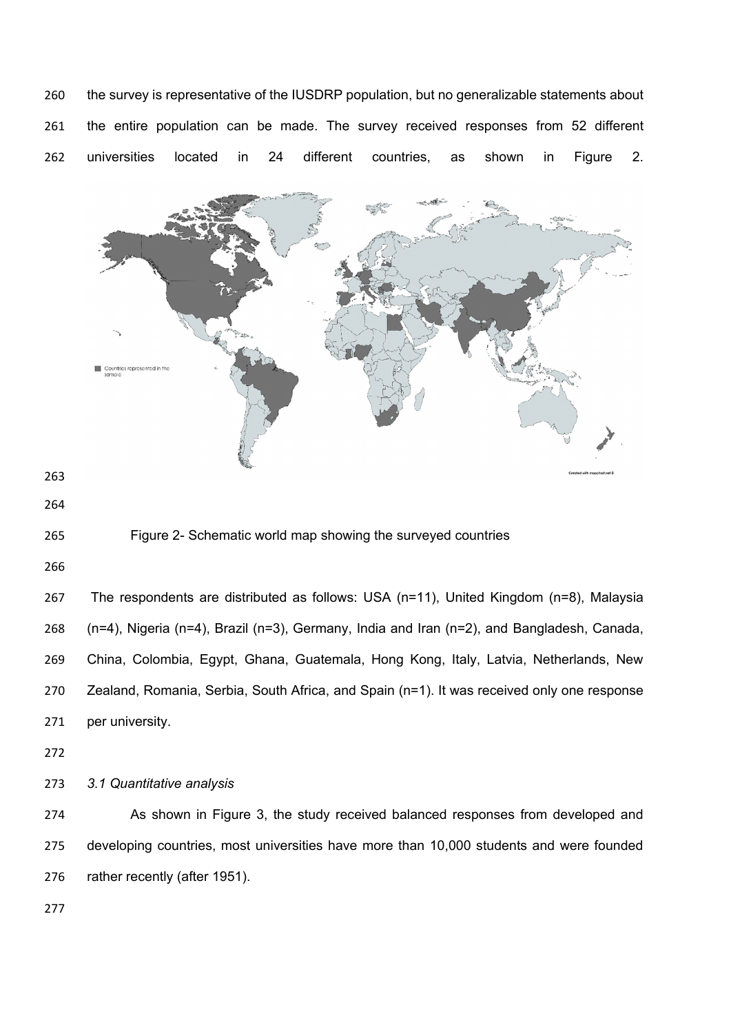the survey is representative of the IUSDRP population, but no generalizable statements about the entire population can be made. The survey received responses from 52 different universities located in 24 different countries, as shown in Figure 2.

Figure 2- Schematic world map showing the surveyed countries

The respondents are distributed as follows: USA (n=11), United Kingdom (n=8), Malaysia (n=4), Nigeria (n=4), Brazil (n=3), Germany, India and Iran (n=2), and Bangladesh, Canada, China, Colombia, Egypt, Ghana, Guatemala, Hong Kong, Italy, Latvia, Netherlands, New Zealand, Romania, Serbia, South Africa, and Spain (n=1). It was received only one response per university.

*3.1 Quantitative analysis*

As shown in Figure 3, the study received balanced responses from developed and developing countries, most universities have more than 10,000 students and were founded rather recently (after 1951).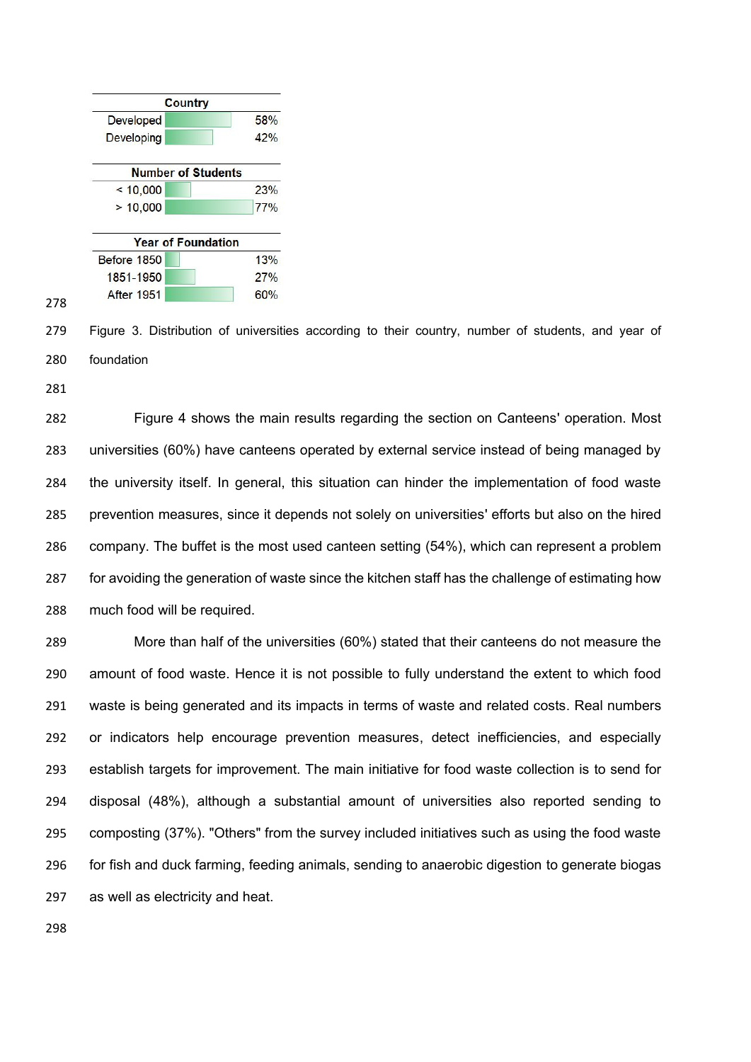| Country | |
| --- | --- |
| Developed | 58% |
| Developing | 42% |

| Number of Students | |
| --- | --- |
| < 10,000 | 23% |
| > 10,000 | 77% |

| Year of Foundation | |
| --- | --- |
| Before 1850 | 13% |
| 1851-1950 | 27% |
| After 1951 | 60% |

Figure 3. Distribution of universities according to their country, number of students, and year of foundation

Figure 4 shows the main results regarding the section on Canteens' operation. Most universities (60%) have canteens operated by external service instead of being managed by the university itself. In general, this situation can hinder the implementation of food waste prevention measures, since it depends not solely on universities' efforts but also on the hired company. The buffet is the most used canteen setting (54%), which can represent a problem for avoiding the generation of waste since the kitchen staff has the challenge of estimating how much food will be required.

More than half of the universities (60%) stated that their canteens do not measure the amount of food waste. Hence it is not possible to fully understand the extent to which food waste is being generated and its impacts in terms of waste and related costs. Real numbers or indicators help encourage prevention measures, detect inefficiencies, and especially establish targets for improvement. The main initiative for food waste collection is to send for disposal (48%), although a substantial amount of universities also reported sending to composting (37%). "Others" from the survey included initiatives such as using the food waste for fish and duck farming, feeding animals, sending to anaerobic digestion to generate biogas as well as electricity and heat.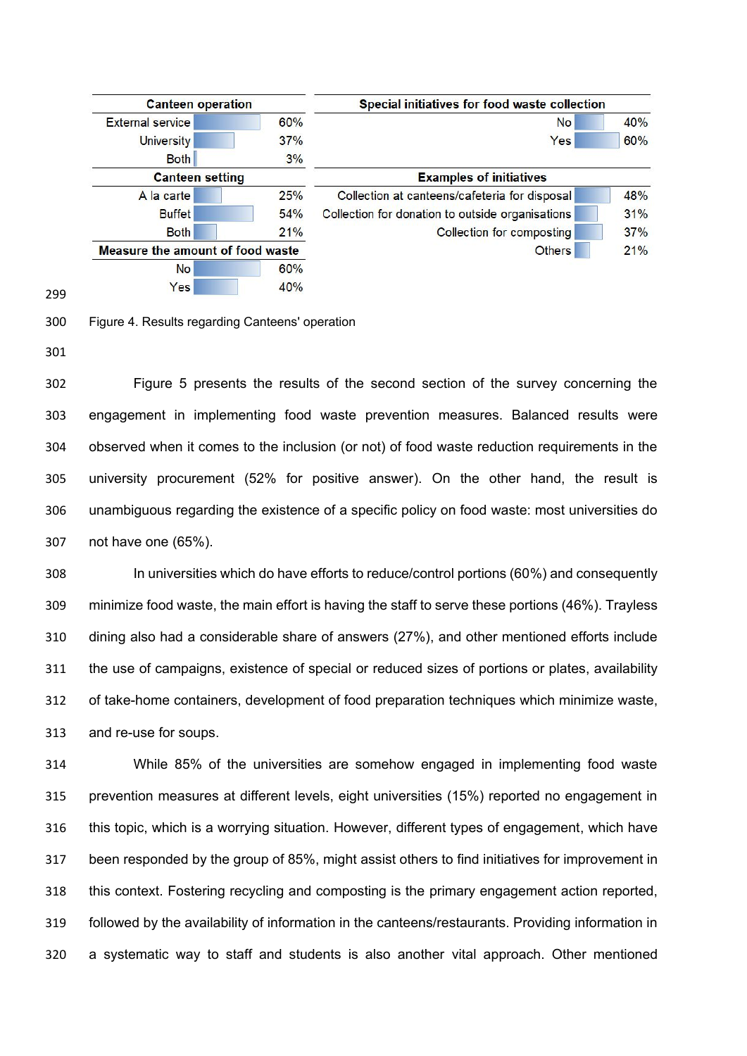| Canteen operation | |
|---|---|
| External service | 60% |
| University | 37% |
| Both | 3% |
| **Canteen setting** | |
| A la carte | 25% |
| Buffet | 54% |
| Both | 21% |
| **Measure the amount of food waste** | |
| No | 60% |
| Yes | 40% |

| Special initiatives for food waste collection | |
|---|---|
| No | 40% |
| Yes | 60% |
| **Examples of initiatives** | |
| Collection at canteens/cafeteria for disposal | 48% |
| Collection for donation to outside organisations | 31% |
| Collection for composting | 37% |
| Others | 21% |

Figure 4. Results regarding Canteens' operation

Figure 5 presents the results of the second section of the survey concerning the engagement in implementing food waste prevention measures. Balanced results were observed when it comes to the inclusion (or not) of food waste reduction requirements in the university procurement (52% for positive answer). On the other hand, the result is unambiguous regarding the existence of a specific policy on food waste: most universities do not have one (65%).

In universities which do have efforts to reduce/control portions (60%) and consequently minimize food waste, the main effort is having the staff to serve these portions (46%). Trayless dining also had a considerable share of answers (27%), and other mentioned efforts include the use of campaigns, existence of special or reduced sizes of portions or plates, availability of take-home containers, development of food preparation techniques which minimize waste, and re-use for soups.

While 85% of the universities are somehow engaged in implementing food waste prevention measures at different levels, eight universities (15%) reported no engagement in this topic, which is a worrying situation. However, different types of engagement, which have been responded by the group of 85%, might assist others to find initiatives for improvement in this context. Fostering recycling and composting is the primary engagement action reported, followed by the availability of information in the canteens/restaurants. Providing information in a systematic way to staff and students is also another vital approach. Other mentioned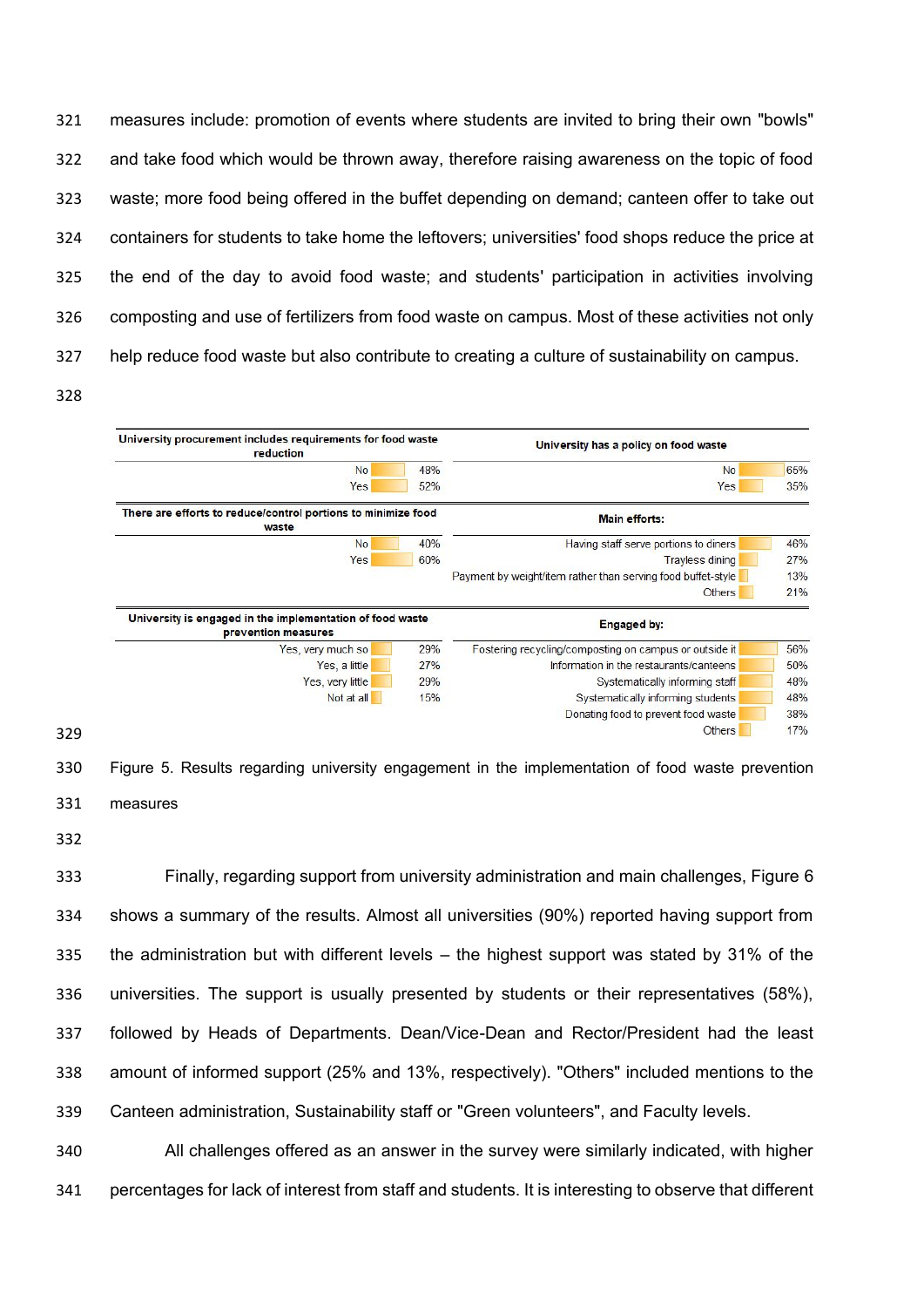measures include: promotion of events where students are invited to bring their own "bowls" and take food which would be thrown away, therefore raising awareness on the topic of food waste; more food being offered in the buffet depending on demand; canteen offer to take out containers for students to take home the leftovers; universities' food shops reduce the price at the end of the day to avoid food waste; and students' participation in activities involving composting and use of fertilizers from food waste on campus. Most of these activities not only help reduce food waste but also contribute to creating a culture of sustainability on campus.

| University procurement includes requirements for food waste reduction | |
|---|---|
| No | 48% |
| Yes | 52% |

| University has a policy on food waste | |
|---|---|
| No | 65% |
| Yes | 35% |

| There are efforts to reduce/control portions to minimize food waste | |
|---|---|
| No | 40% |
| Yes | 60% |

| Main efforts: | |
|---|---|
| Having staff serve portions to diners | 46% |
| Trayless dining | 27% |
| Payment by weight/item rather than serving food buffet-style | 13% |
| Others | 21% |

| University is engaged in the implementation of food waste prevention measures | |
|---|---|
| Yes, very much so | 29% |
| Yes, a little | 27% |
| Yes, very little | 29% |
| Not at all | 15% |

| Engaged by: | |
|---|---|
| Fostering recycling/composting on campus or outside it | 56% |
| Information in the restaurants/canteens | 50% |
| Systematically informing staff | 48% |
| Systematically informing students | 48% |
| Donating food to prevent food waste | 38% |
| Others | 17% |

Figure 5. Results regarding university engagement in the implementation of food waste prevention measures

Finally, regarding support from university administration and main challenges, Figure 6 shows a summary of the results. Almost all universities (90%) reported having support from the administration but with different levels – the highest support was stated by 31% of the universities. The support is usually presented by students or their representatives (58%), followed by Heads of Departments. Dean/Vice-Dean and Rector/President had the least amount of informed support (25% and 13%, respectively). "Others" included mentions to the Canteen administration, Sustainability staff or "Green volunteers", and Faculty levels.

All challenges offered as an answer in the survey were similarly indicated, with higher percentages for lack of interest from staff and students. It is interesting to observe that different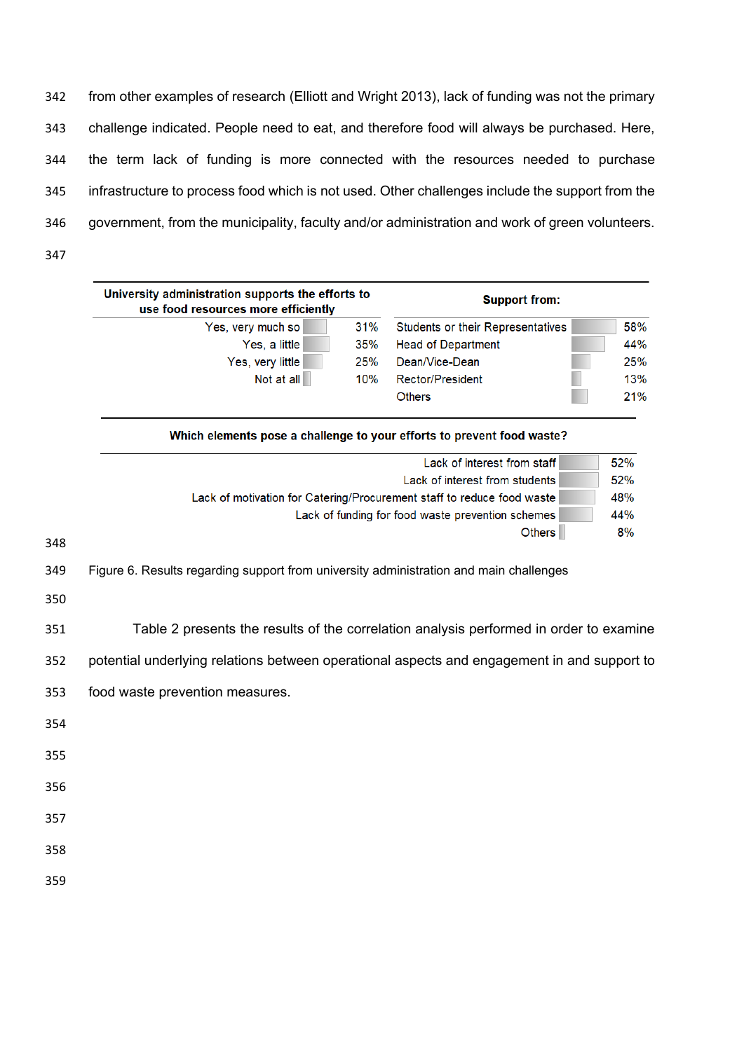from other examples of research (Elliott and Wright 2013), lack of funding was not the primary challenge indicated. People need to eat, and therefore food will always be purchased. Here, the term lack of funding is more connected with the resources needed to purchase infrastructure to process food which is not used. Other challenges include the support from the government, from the municipality, faculty and/or administration and work of green volunteers.

| University administration supports the efforts to use food resources more efficiently | |
|---|---|
| Yes, very much so | 31% |
| Yes, a little | 35% |
| Yes, very little | 25% |
| Not at all | 10% |

| Support from: | |
|---|---|
| Students or their Representatives | 58% |
| Head of Department | 44% |
| Dean/Vice-Dean | 25% |
| Rector/President | 13% |
| Others | 21% |

| Which elements pose a challenge to your efforts to prevent food waste? | |
|---|---|
| Lack of interest from staff | 52% |
| Lack of interest from students | 52% |
| Lack of motivation for Catering/Procurement staff to reduce food waste | 48% |
| Lack of funding for food waste prevention schemes | 44% |
| Others | 8% |

Figure 6. Results regarding support from university administration and main challenges

Table 2 presents the results of the correlation analysis performed in order to examine potential underlying relations between operational aspects and engagement in and support to food waste prevention measures.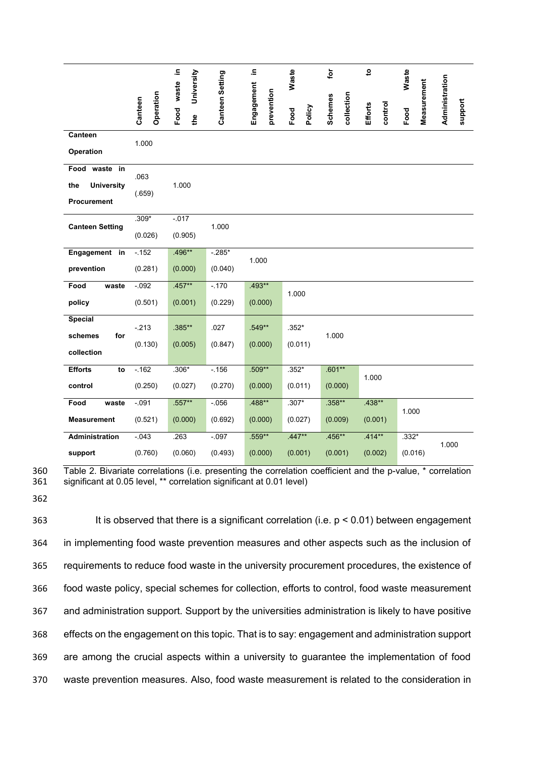| | Canteen Operation | Food waste in the University | Canteen Setting | Engagement in prevention | Food Waste Policy | Schemes for collection | Efforts to control | Food Waste Measurement | Administration support |
|---|---|---|---|---|---|---|---|---|---|
| **Canteen Operation** | 1.000 | | | | | | | | |
| **Food waste in the University Procurement** | .063 (.659) | 1.000 | | | | | | | |
| **Canteen Setting** | .309* (0.026) | -.017 (0.905) | 1.000 | | | | | | |
| **Engagement in prevention** | -.152 (0.281) | .496** (0.000) | -.285* (0.040) | 1.000 | | | | | |
| **Food waste policy** | -.092 (0.501) | .457** (0.001) | -.170 (0.229) | .493** (0.000) | 1.000 | | | | |
| **Special schemes for collection** | -.213 (0.130) | .385** (0.005) | .027 (0.847) | .549** (0.000) | .352* (0.011) | 1.000 | | | |
| **Efforts to control** | -.162 (0.250) | .306* (0.027) | -.156 (0.270) | .509** (0.000) | .352* (0.011) | .601** (0.000) | 1.000 | | |
| **Food waste Measurement** | -.091 (0.521) | .557** (0.000) | -.056 (0.692) | .488** (0.000) | .307* (0.027) | .358** (0.009) | .438** (0.001) | 1.000 | |
| **Administration support** | -.043 (0.760) | .263 (0.060) | -.097 (0.493) | .559** (0.000) | .447** (0.001) | .456** (0.001) | .414** (0.002) | .332* (0.016) | 1.000 |

Table 2. Bivariate correlations (i.e. presenting the correlation coefficient and the p-value, * correlation significant at 0.05 level, ** correlation significant at 0.01 level)

It is observed that there is a significant correlation (i.e. $p < 0.01$) between engagement in implementing food waste prevention measures and other aspects such as the inclusion of requirements to reduce food waste in the university procurement procedures, the existence of food waste policy, special schemes for collection, efforts to control, food waste measurement and administration support. Support by the universities administration is likely to have positive effects on the engagement on this topic. That is to say: engagement and administration support are among the crucial aspects within a university to guarantee the implementation of food waste prevention measures. Also, food waste measurement is related to the consideration in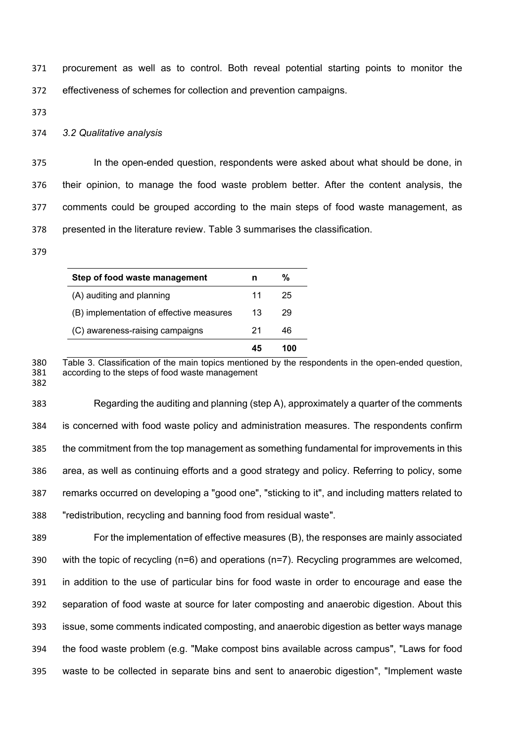procurement as well as to control. Both reveal potential starting points to monitor the effectiveness of schemes for collection and prevention campaigns.

### *3.2 Qualitative analysis*

In the open-ended question, respondents were asked about what should be done, in their opinion, to manage the food waste problem better. After the content analysis, the comments could be grouped according to the main steps of food waste management, as presented in the literature review. Table 3 summarises the classification.

| **Step of food waste management** | **n** | **%** |
|---|---|---|
| (A) auditing and planning | 11 | 25 |
| (B) implementation of effective measures | 13 | 29 |
| (C) awareness-raising campaigns | 21 | 46 |
| | **45** | **100** |

Table 3. Classification of the main topics mentioned by the respondents in the open-ended question, according to the steps of food waste management

Regarding the auditing and planning (step A), approximately a quarter of the comments is concerned with food waste policy and administration measures. The respondents confirm the commitment from the top management as something fundamental for improvements in this area, as well as continuing efforts and a good strategy and policy. Referring to policy, some remarks occurred on developing a "good one", "sticking to it", and including matters related to "redistribution, recycling and banning food from residual waste".

For the implementation of effective measures (B), the responses are mainly associated with the topic of recycling (n=6) and operations (n=7). Recycling programmes are welcomed, in addition to the use of particular bins for food waste in order to encourage and ease the separation of food waste at source for later composting and anaerobic digestion. About this issue, some comments indicated composting, and anaerobic digestion as better ways manage the food waste problem (e.g. "Make compost bins available across campus", "Laws for food waste to be collected in separate bins and sent to anaerobic digestion", "Implement waste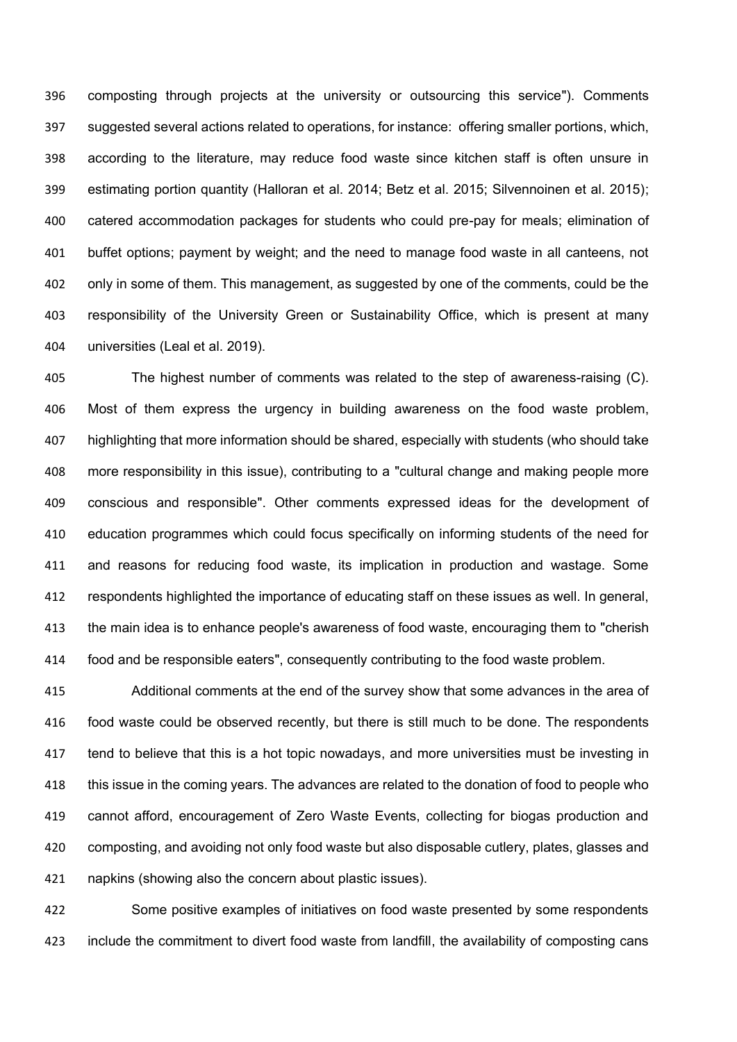composting through projects at the university or outsourcing this service"). Comments suggested several actions related to operations, for instance: offering smaller portions, which, according to the literature, may reduce food waste since kitchen staff is often unsure in estimating portion quantity (Halloran et al. 2014; Betz et al. 2015; Silvennoinen et al. 2015); catered accommodation packages for students who could pre-pay for meals; elimination of buffet options; payment by weight; and the need to manage food waste in all canteens, not only in some of them. This management, as suggested by one of the comments, could be the responsibility of the University Green or Sustainability Office, which is present at many universities (Leal et al. 2019).

The highest number of comments was related to the step of awareness-raising (C). Most of them express the urgency in building awareness on the food waste problem, highlighting that more information should be shared, especially with students (who should take more responsibility in this issue), contributing to a "cultural change and making people more conscious and responsible". Other comments expressed ideas for the development of education programmes which could focus specifically on informing students of the need for and reasons for reducing food waste, its implication in production and wastage. Some respondents highlighted the importance of educating staff on these issues as well. In general, the main idea is to enhance people's awareness of food waste, encouraging them to "cherish food and be responsible eaters", consequently contributing to the food waste problem.

Additional comments at the end of the survey show that some advances in the area of food waste could be observed recently, but there is still much to be done. The respondents tend to believe that this is a hot topic nowadays, and more universities must be investing in this issue in the coming years. The advances are related to the donation of food to people who cannot afford, encouragement of Zero Waste Events, collecting for biogas production and composting, and avoiding not only food waste but also disposable cutlery, plates, glasses and napkins (showing also the concern about plastic issues).

Some positive examples of initiatives on food waste presented by some respondents include the commitment to divert food waste from landfill, the availability of composting cans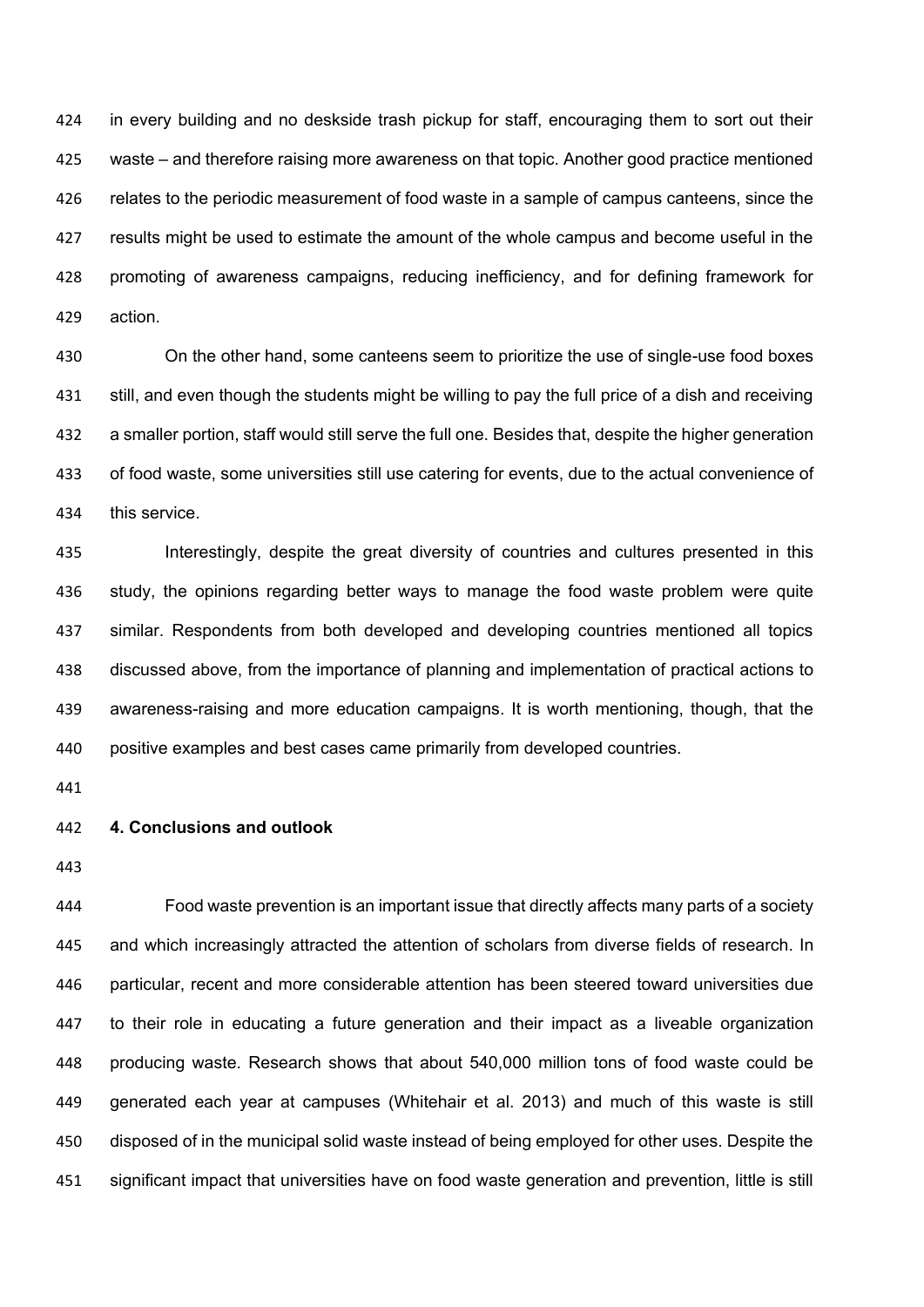in every building and no deskside trash pickup for staff, encouraging them to sort out their waste – and therefore raising more awareness on that topic. Another good practice mentioned relates to the periodic measurement of food waste in a sample of campus canteens, since the results might be used to estimate the amount of the whole campus and become useful in the promoting of awareness campaigns, reducing inefficiency, and for defining framework for action.

On the other hand, some canteens seem to prioritize the use of single-use food boxes still, and even though the students might be willing to pay the full price of a dish and receiving a smaller portion, staff would still serve the full one. Besides that, despite the higher generation of food waste, some universities still use catering for events, due to the actual convenience of this service.

Interestingly, despite the great diversity of countries and cultures presented in this study, the opinions regarding better ways to manage the food waste problem were quite similar. Respondents from both developed and developing countries mentioned all topics discussed above, from the importance of planning and implementation of practical actions to awareness-raising and more education campaigns. It is worth mentioning, though, that the positive examples and best cases came primarily from developed countries.

## 4. Conclusions and outlook

Food waste prevention is an important issue that directly affects many parts of a society and which increasingly attracted the attention of scholars from diverse fields of research. In particular, recent and more considerable attention has been steered toward universities due to their role in educating a future generation and their impact as a liveable organization producing waste. Research shows that about 540,000 million tons of food waste could be generated each year at campuses (Whitehair et al. 2013) and much of this waste is still disposed of in the municipal solid waste instead of being employed for other uses. Despite the significant impact that universities have on food waste generation and prevention, little is still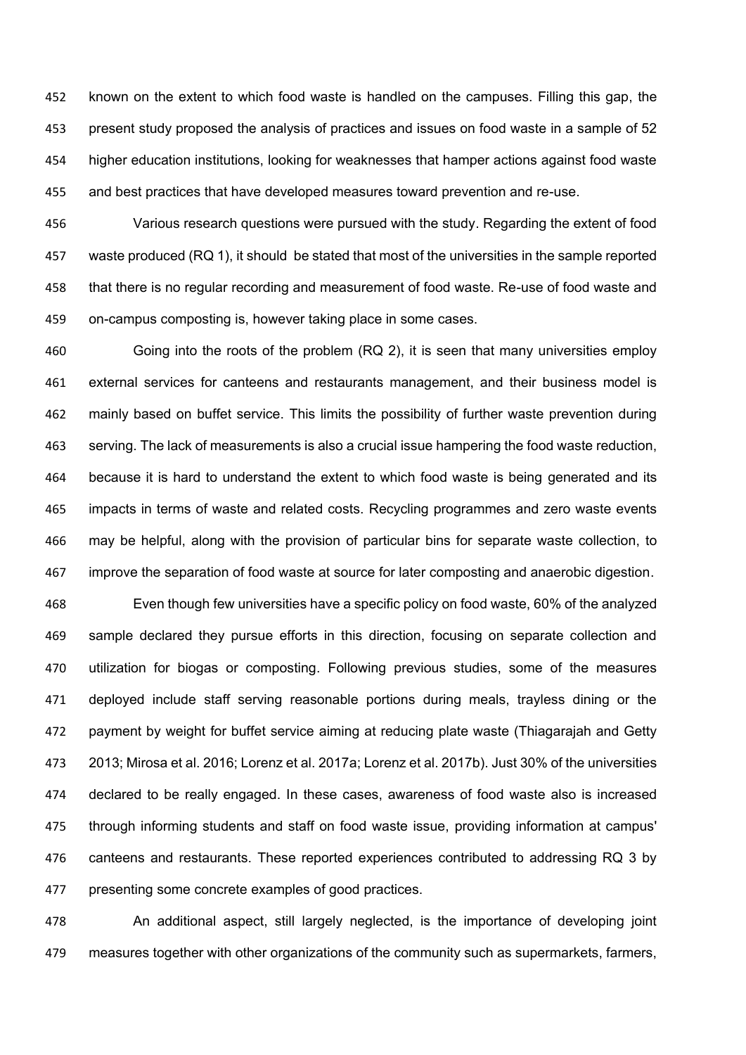known on the extent to which food waste is handled on the campuses. Filling this gap, the present study proposed the analysis of practices and issues on food waste in a sample of 52 higher education institutions, looking for weaknesses that hamper actions against food waste and best practices that have developed measures toward prevention and re-use.

Various research questions were pursued with the study. Regarding the extent of food waste produced (RQ 1), it should be stated that most of the universities in the sample reported that there is no regular recording and measurement of food waste. Re-use of food waste and on-campus composting is, however taking place in some cases.

Going into the roots of the problem (RQ 2), it is seen that many universities employ external services for canteens and restaurants management, and their business model is mainly based on buffet service. This limits the possibility of further waste prevention during serving. The lack of measurements is also a crucial issue hampering the food waste reduction, because it is hard to understand the extent to which food waste is being generated and its impacts in terms of waste and related costs. Recycling programmes and zero waste events may be helpful, along with the provision of particular bins for separate waste collection, to improve the separation of food waste at source for later composting and anaerobic digestion.

Even though few universities have a specific policy on food waste, 60% of the analyzed sample declared they pursue efforts in this direction, focusing on separate collection and utilization for biogas or composting. Following previous studies, some of the measures deployed include staff serving reasonable portions during meals, trayless dining or the payment by weight for buffet service aiming at reducing plate waste (Thiagarajah and Getty 2013; Mirosa et al. 2016; Lorenz et al. 2017a; Lorenz et al. 2017b). Just 30% of the universities declared to be really engaged. In these cases, awareness of food waste also is increased through informing students and staff on food waste issue, providing information at campus' canteens and restaurants. These reported experiences contributed to addressing RQ 3 by presenting some concrete examples of good practices.

An additional aspect, still largely neglected, is the importance of developing joint measures together with other organizations of the community such as supermarkets, farmers,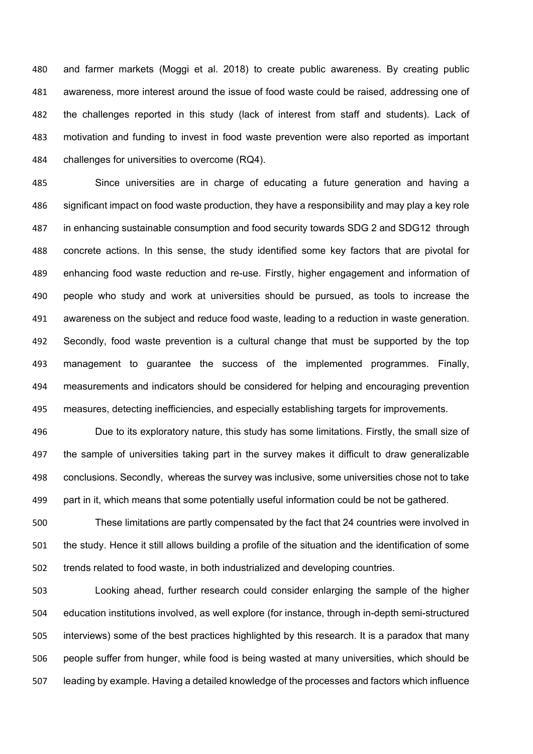and farmer markets (Moggi et al. 2018) to create public awareness. By creating public awareness, more interest around the issue of food waste could be raised, addressing one of the challenges reported in this study (lack of interest from staff and students). Lack of motivation and funding to invest in food waste prevention were also reported as important challenges for universities to overcome (RQ4).

Since universities are in charge of educating a future generation and having a significant impact on food waste production, they have a responsibility and may play a key role in enhancing sustainable consumption and food security towards SDG 2 and SDG12 through concrete actions. In this sense, the study identified some key factors that are pivotal for enhancing food waste reduction and re-use. Firstly, higher engagement and information of people who study and work at universities should be pursued, as tools to increase the awareness on the subject and reduce food waste, leading to a reduction in waste generation. Secondly, food waste prevention is a cultural change that must be supported by the top management to guarantee the success of the implemented programmes. Finally, measurements and indicators should be considered for helping and encouraging prevention measures, detecting inefficiencies, and especially establishing targets for improvements.

Due to its exploratory nature, this study has some limitations. Firstly, the small size of the sample of universities taking part in the survey makes it difficult to draw generalizable conclusions. Secondly, whereas the survey was inclusive, some universities chose not to take part in it, which means that some potentially useful information could be not be gathered.

These limitations are partly compensated by the fact that 24 countries were involved in the study. Hence it still allows building a profile of the situation and the identification of some trends related to food waste, in both industrialized and developing countries.

Looking ahead, further research could consider enlarging the sample of the higher education institutions involved, as well explore (for instance, through in-depth semi-structured interviews) some of the best practices highlighted by this research. It is a paradox that many people suffer from hunger, while food is being wasted at many universities, which should be leading by example. Having a detailed knowledge of the processes and factors which influence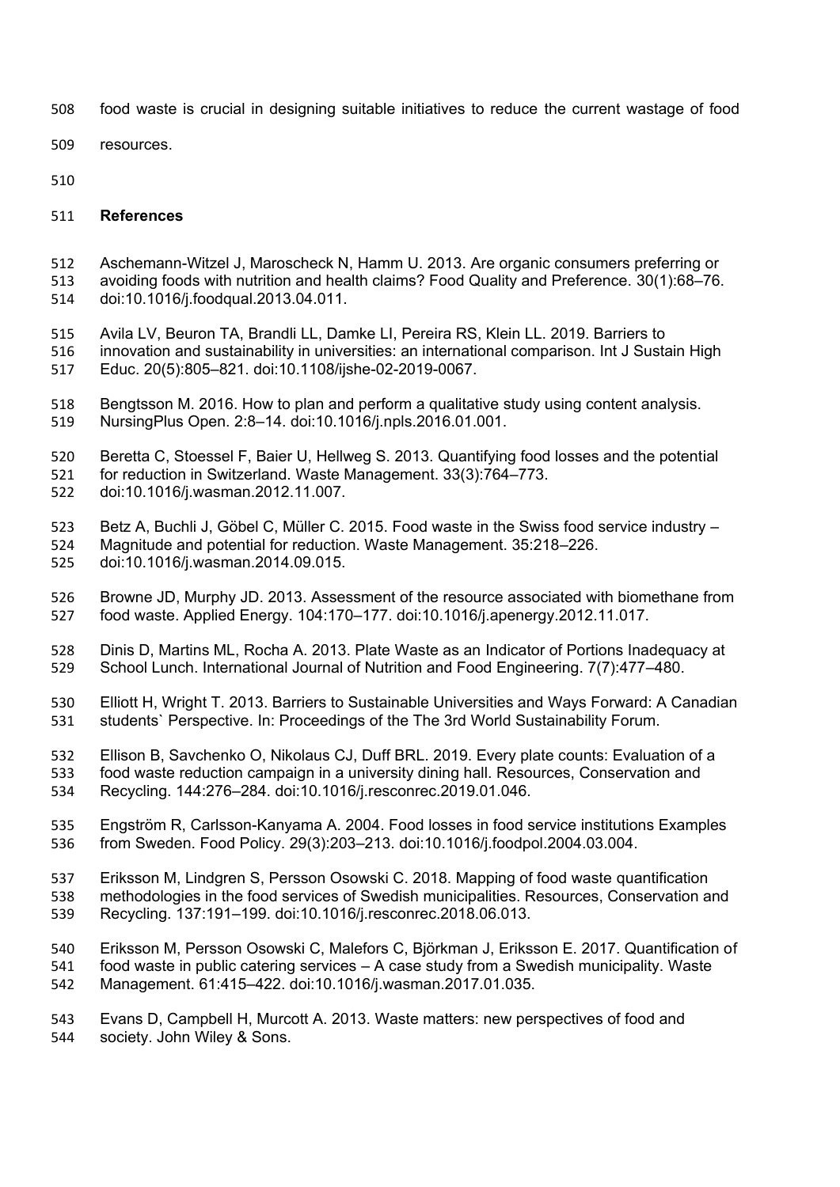food waste is crucial in designing suitable initiatives to reduce the current wastage of food resources.

## References

Aschemann-Witzel J, Maroscheck N, Hamm U. 2013. Are organic consumers preferring or avoiding foods with nutrition and health claims? Food Quality and Preference. 30(1):68–76. doi:10.1016/j.foodqual.2013.04.011.

Avila LV, Beuron TA, Brandli LL, Damke LI, Pereira RS, Klein LL. 2019. Barriers to innovation and sustainability in universities: an international comparison. Int J Sustain High Educ. 20(5):805–821. doi:10.1108/ijshe-02-2019-0067.

Bengtsson M. 2016. How to plan and perform a qualitative study using content analysis. NursingPlus Open. 2:8–14. doi:10.1016/j.npls.2016.01.001.

Beretta C, Stoessel F, Baier U, Hellweg S. 2013. Quantifying food losses and the potential for reduction in Switzerland. Waste Management. 33(3):764–773. doi:10.1016/j.wasman.2012.11.007.

Betz A, Buchli J, Göbel C, Müller C. 2015. Food waste in the Swiss food service industry – Magnitude and potential for reduction. Waste Management. 35:218–226. doi:10.1016/j.wasman.2014.09.015.

Browne JD, Murphy JD. 2013. Assessment of the resource associated with biomethane from food waste. Applied Energy. 104:170–177. doi:10.1016/j.apenergy.2012.11.017.

Dinis D, Martins ML, Rocha A. 2013. Plate Waste as an Indicator of Portions Inadequacy at School Lunch. International Journal of Nutrition and Food Engineering. 7(7):477–480.

Elliott H, Wright T. 2013. Barriers to Sustainable Universities and Ways Forward: A Canadian students` Perspective. In: Proceedings of the The 3rd World Sustainability Forum.

Ellison B, Savchenko O, Nikolaus CJ, Duff BRL. 2019. Every plate counts: Evaluation of a food waste reduction campaign in a university dining hall. Resources, Conservation and Recycling. 144:276–284. doi:10.1016/j.resconrec.2019.01.046.

Engström R, Carlsson-Kanyama A. 2004. Food losses in food service institutions Examples from Sweden. Food Policy. 29(3):203–213. doi:10.1016/j.foodpol.2004.03.004.

Eriksson M, Lindgren S, Persson Osowski C. 2018. Mapping of food waste quantification methodologies in the food services of Swedish municipalities. Resources, Conservation and Recycling. 137:191–199. doi:10.1016/j.resconrec.2018.06.013.

Eriksson M, Persson Osowski C, Malefors C, Björkman J, Eriksson E. 2017. Quantification of food waste in public catering services – A case study from a Swedish municipality. Waste Management. 61:415–422. doi:10.1016/j.wasman.2017.01.035.

Evans D, Campbell H, Murcott A. 2013. Waste matters: new perspectives of food and society. John Wiley & Sons.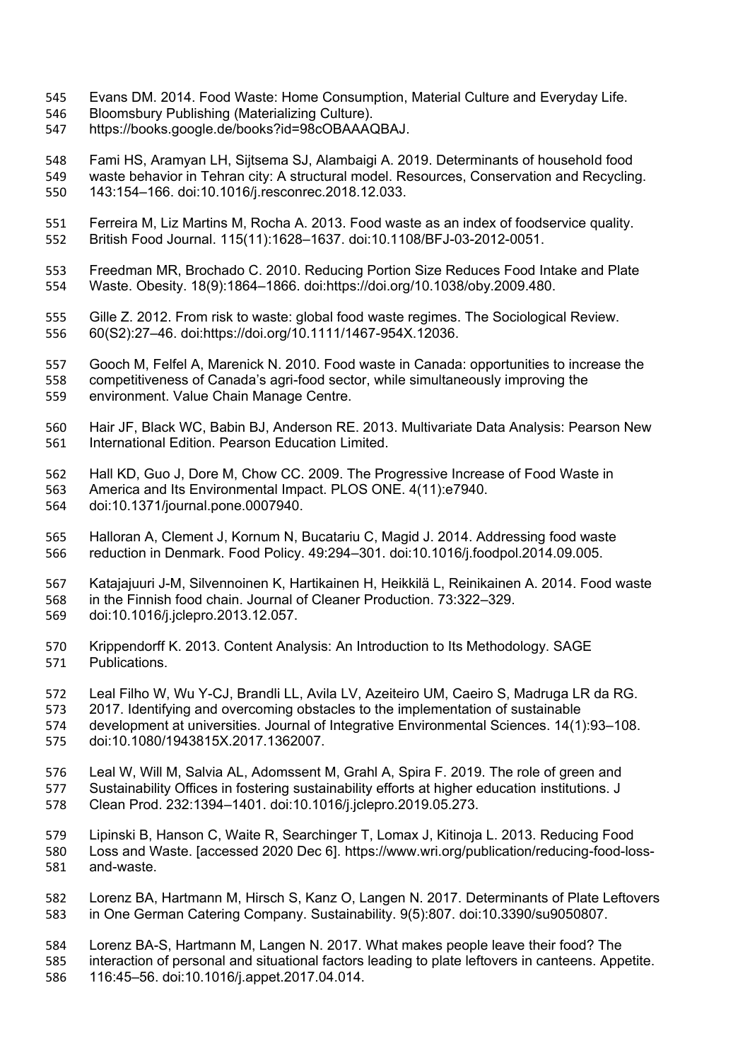Evans DM. 2014. Food Waste: Home Consumption, Material Culture and Everyday Life. Bloomsbury Publishing (Materializing Culture). https://books.google.de/books?id=98cOBAAAQBAJ.

Fami HS, Aramyan LH, Sijtsema SJ, Alambaigi A. 2019. Determinants of household food waste behavior in Tehran city: A structural model. Resources, Conservation and Recycling. 143:154–166. doi:10.1016/j.resconrec.2018.12.033.

Ferreira M, Liz Martins M, Rocha A. 2013. Food waste as an index of foodservice quality. British Food Journal. 115(11):1628–1637. doi:10.1108/BFJ-03-2012-0051.

Freedman MR, Brochado C. 2010. Reducing Portion Size Reduces Food Intake and Plate Waste. Obesity. 18(9):1864–1866. doi:https://doi.org/10.1038/oby.2009.480.

Gille Z. 2012. From risk to waste: global food waste regimes. The Sociological Review. 60(S2):27–46. doi:https://doi.org/10.1111/1467-954X.12036.

Gooch M, Felfel A, Marenick N. 2010. Food waste in Canada: opportunities to increase the competitiveness of Canada's agri-food sector, while simultaneously improving the environment. Value Chain Manage Centre.

Hair JF, Black WC, Babin BJ, Anderson RE. 2013. Multivariate Data Analysis: Pearson New International Edition. Pearson Education Limited.

Hall KD, Guo J, Dore M, Chow CC. 2009. The Progressive Increase of Food Waste in America and Its Environmental Impact. PLOS ONE. 4(11):e7940. doi:10.1371/journal.pone.0007940.

Halloran A, Clement J, Kornum N, Bucatariu C, Magid J. 2014. Addressing food waste reduction in Denmark. Food Policy. 49:294–301. doi:10.1016/j.foodpol.2014.09.005.

Katajajuuri J-M, Silvennoinen K, Hartikainen H, Heikkilä L, Reinikainen A. 2014. Food waste in the Finnish food chain. Journal of Cleaner Production. 73:322–329. doi:10.1016/j.jclepro.2013.12.057.

Krippendorff K. 2013. Content Analysis: An Introduction to Its Methodology. SAGE Publications.

Leal Filho W, Wu Y-CJ, Brandli LL, Avila LV, Azeiteiro UM, Caeiro S, Madruga LR da RG. 2017. Identifying and overcoming obstacles to the implementation of sustainable development at universities. Journal of Integrative Environmental Sciences. 14(1):93–108. doi:10.1080/1943815X.2017.1362007.

Leal W, Will M, Salvia AL, Adomssent M, Grahl A, Spira F. 2019. The role of green and Sustainability Offices in fostering sustainability efforts at higher education institutions. J Clean Prod. 232:1394–1401. doi:10.1016/j.jclepro.2019.05.273.

Lipinski B, Hanson C, Waite R, Searchinger T, Lomax J, Kitinoja L. 2013. Reducing Food Loss and Waste. [accessed 2020 Dec 6]. https://www.wri.org/publication/reducing-food-loss-and-waste.

Lorenz BA, Hartmann M, Hirsch S, Kanz O, Langen N. 2017. Determinants of Plate Leftovers in One German Catering Company. Sustainability. 9(5):807. doi:10.3390/su9050807.

Lorenz BA-S, Hartmann M, Langen N. 2017. What makes people leave their food? The interaction of personal and situational factors leading to plate leftovers in canteens. Appetite. 116:45–56. doi:10.1016/j.appet.2017.04.014.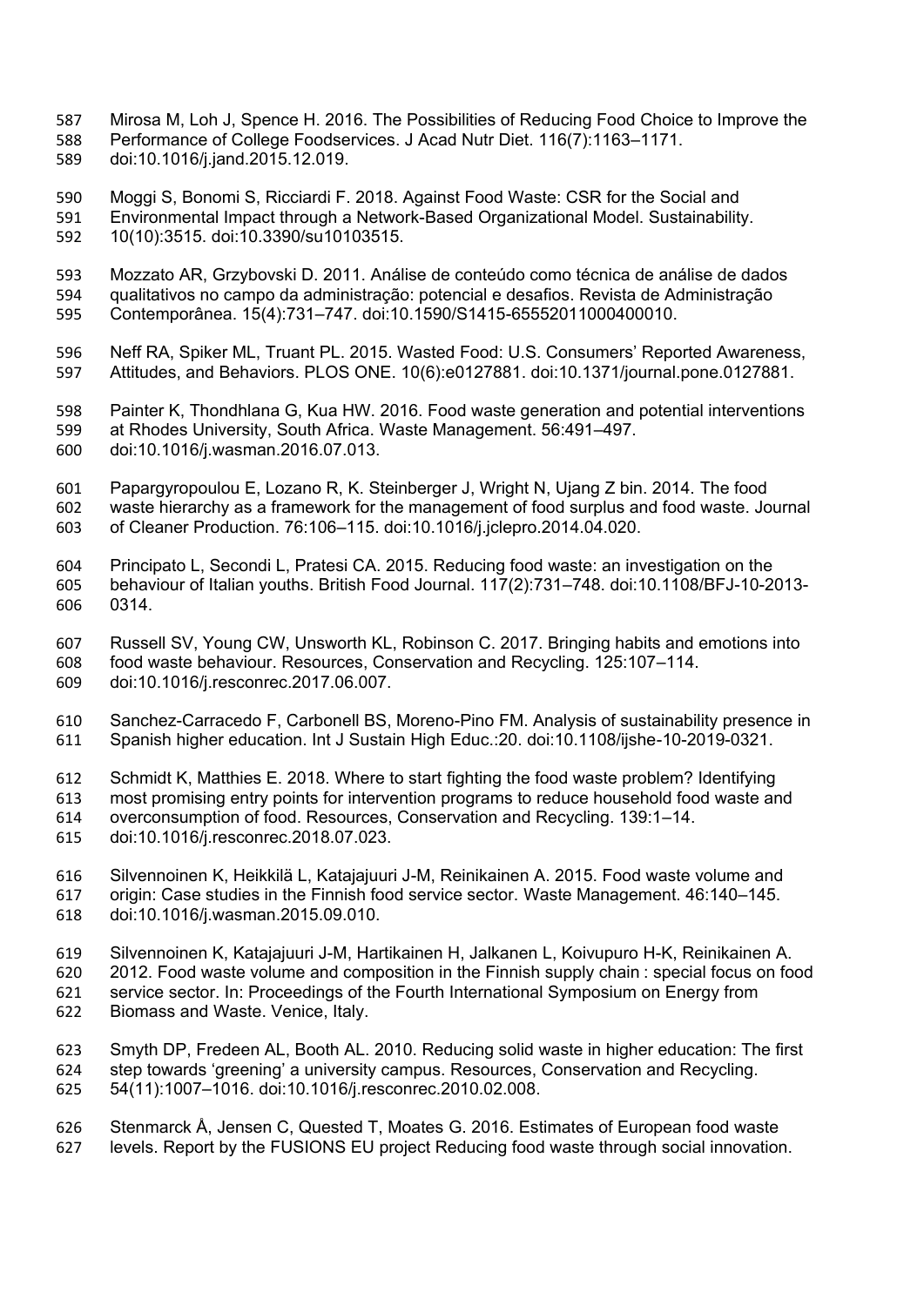Mirosa M, Loh J, Spence H. 2016. The Possibilities of Reducing Food Choice to Improve the Performance of College Foodservices. J Acad Nutr Diet. 116(7):1163–1171. doi:10.1016/j.jand.2015.12.019.

Moggi S, Bonomi S, Ricciardi F. 2018. Against Food Waste: CSR for the Social and Environmental Impact through a Network-Based Organizational Model. Sustainability. 10(10):3515. doi:10.3390/su10103515.

Mozzato AR, Grzybovski D. 2011. Análise de conteúdo como técnica de análise de dados qualitativos no campo da administração: potencial e desafios. Revista de Administração Contemporânea. 15(4):731–747. doi:10.1590/S1415-65552011000400010.

Neff RA, Spiker ML, Truant PL. 2015. Wasted Food: U.S. Consumers' Reported Awareness, Attitudes, and Behaviors. PLOS ONE. 10(6):e0127881. doi:10.1371/journal.pone.0127881.

Painter K, Thondhlana G, Kua HW. 2016. Food waste generation and potential interventions at Rhodes University, South Africa. Waste Management. 56:491–497. doi:10.1016/j.wasman.2016.07.013.

Papargyropoulou E, Lozano R, K. Steinberger J, Wright N, Ujang Z bin. 2014. The food waste hierarchy as a framework for the management of food surplus and food waste. Journal of Cleaner Production. 76:106–115. doi:10.1016/j.jclepro.2014.04.020.

Principato L, Secondi L, Pratesi CA. 2015. Reducing food waste: an investigation on the behaviour of Italian youths. British Food Journal. 117(2):731–748. doi:10.1108/BFJ-10-2013-0314.

Russell SV, Young CW, Unsworth KL, Robinson C. 2017. Bringing habits and emotions into food waste behaviour. Resources, Conservation and Recycling. 125:107–114. doi:10.1016/j.resconrec.2017.06.007.

Sanchez-Carracedo F, Carbonell BS, Moreno-Pino FM. Analysis of sustainability presence in Spanish higher education. Int J Sustain High Educ.:20. doi:10.1108/ijshe-10-2019-0321.

Schmidt K, Matthies E. 2018. Where to start fighting the food waste problem? Identifying most promising entry points for intervention programs to reduce household food waste and overconsumption of food. Resources, Conservation and Recycling. 139:1–14. doi:10.1016/j.resconrec.2018.07.023.

Silvennoinen K, Heikkilä L, Katajajuuri J-M, Reinikainen A. 2015. Food waste volume and origin: Case studies in the Finnish food service sector. Waste Management. 46:140–145. doi:10.1016/j.wasman.2015.09.010.

Silvennoinen K, Katajajuuri J-M, Hartikainen H, Jalkanen L, Koivupuro H-K, Reinikainen A. 2012. Food waste volume and composition in the Finnish supply chain : special focus on food service sector. In: Proceedings of the Fourth International Symposium on Energy from Biomass and Waste. Venice, Italy.

Smyth DP, Fredeen AL, Booth AL. 2010. Reducing solid waste in higher education: The first step towards 'greening' a university campus. Resources, Conservation and Recycling. 54(11):1007–1016. doi:10.1016/j.resconrec.2010.02.008.

Stenmarck Å, Jensen C, Quested T, Moates G. 2016. Estimates of European food waste levels. Report by the FUSIONS EU project Reducing food waste through social innovation.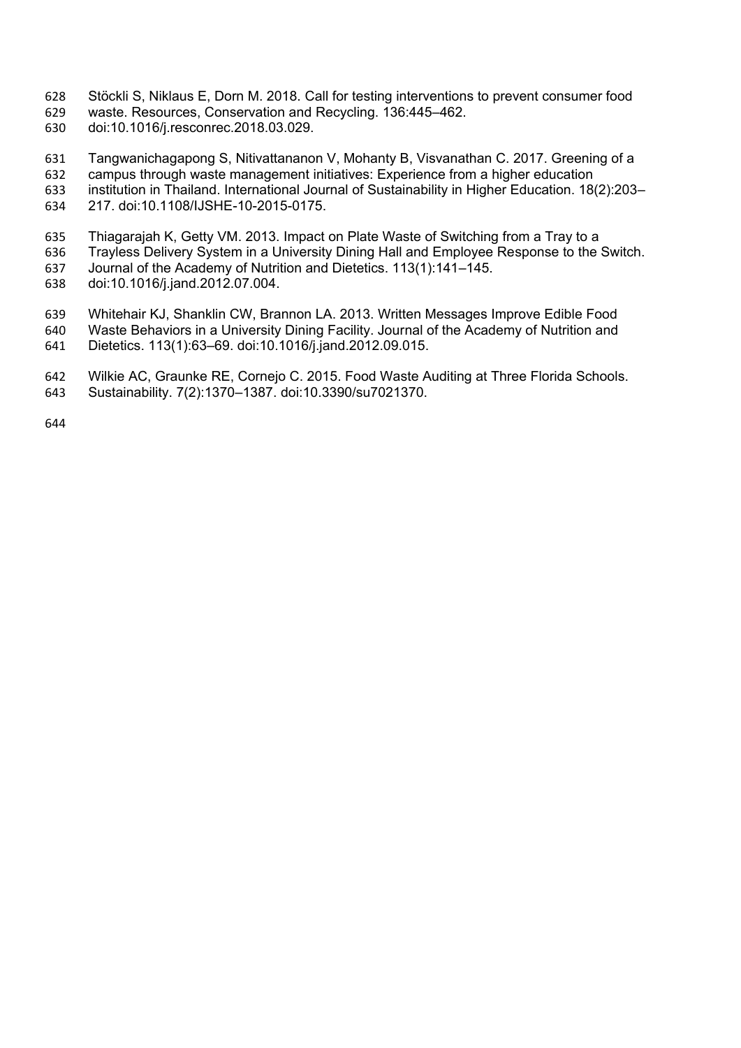Stöckli S, Niklaus E, Dorn M. 2018. Call for testing interventions to prevent consumer food waste. Resources, Conservation and Recycling. 136:445–462. doi:10.1016/j.resconrec.2018.03.029.

Tangwanichagapong S, Nitivattananon V, Mohanty B, Visvanathan C. 2017. Greening of a campus through waste management initiatives: Experience from a higher education institution in Thailand. International Journal of Sustainability in Higher Education. 18(2):203–217. doi:10.1108/IJSHE-10-2015-0175.

Thiagarajah K, Getty VM. 2013. Impact on Plate Waste of Switching from a Tray to a Trayless Delivery System in a University Dining Hall and Employee Response to the Switch. Journal of the Academy of Nutrition and Dietetics. 113(1):141–145. doi:10.1016/j.jand.2012.07.004.

Whitehair KJ, Shanklin CW, Brannon LA. 2013. Written Messages Improve Edible Food Waste Behaviors in a University Dining Facility. Journal of the Academy of Nutrition and Dietetics. 113(1):63–69. doi:10.1016/j.jand.2012.09.015.

Wilkie AC, Graunke RE, Cornejo C. 2015. Food Waste Auditing at Three Florida Schools. Sustainability. 7(2):1370–1387. doi:10.3390/su7021370.